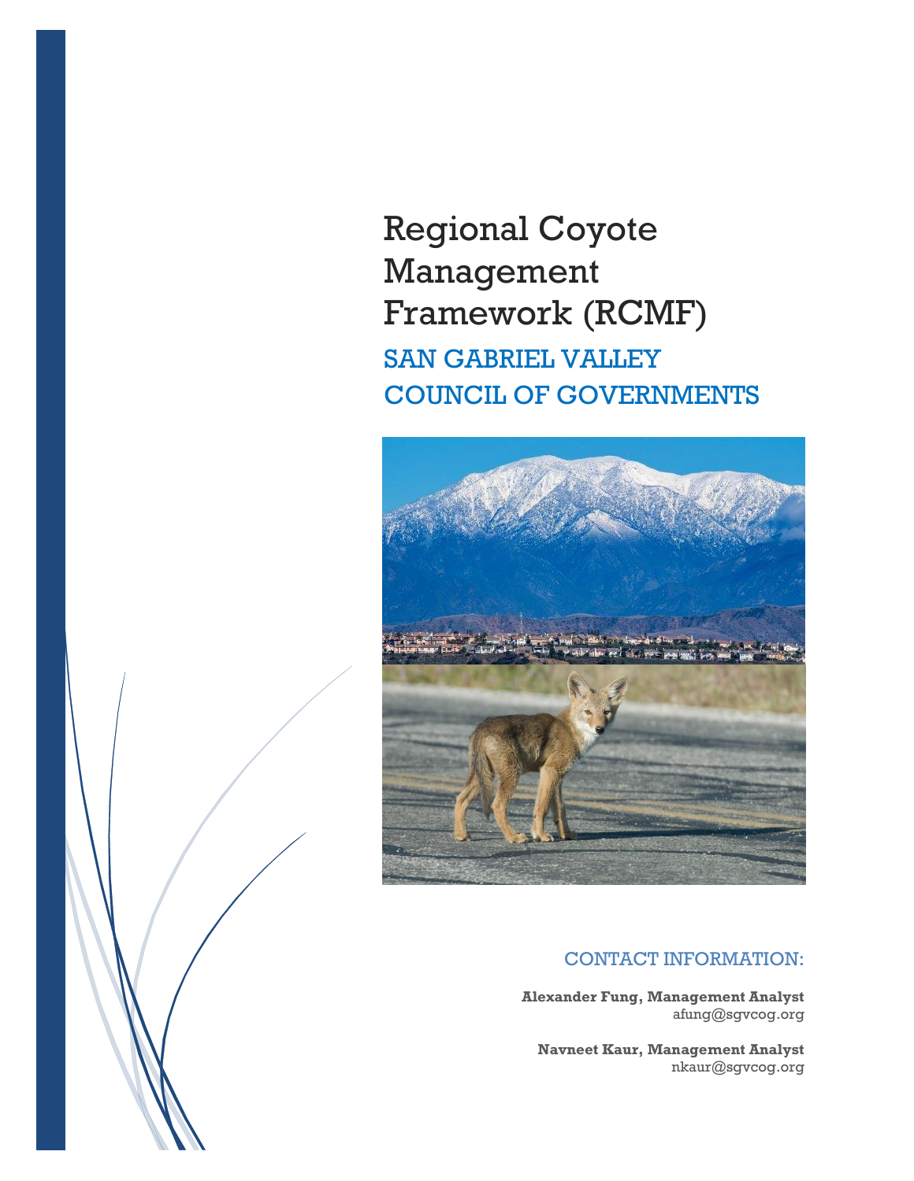# Regional Coyote Management Framework (RCMF)

## SAN GABRIEL VALLEY COUNCIL OF GOVERNMENTS

### CONTACT INFORMATION:

**Alexander Fung, Management Analyst**
afung@sgvcog.org

**Navneet Kaur, Management Analyst**
nkaur@sgvcog.org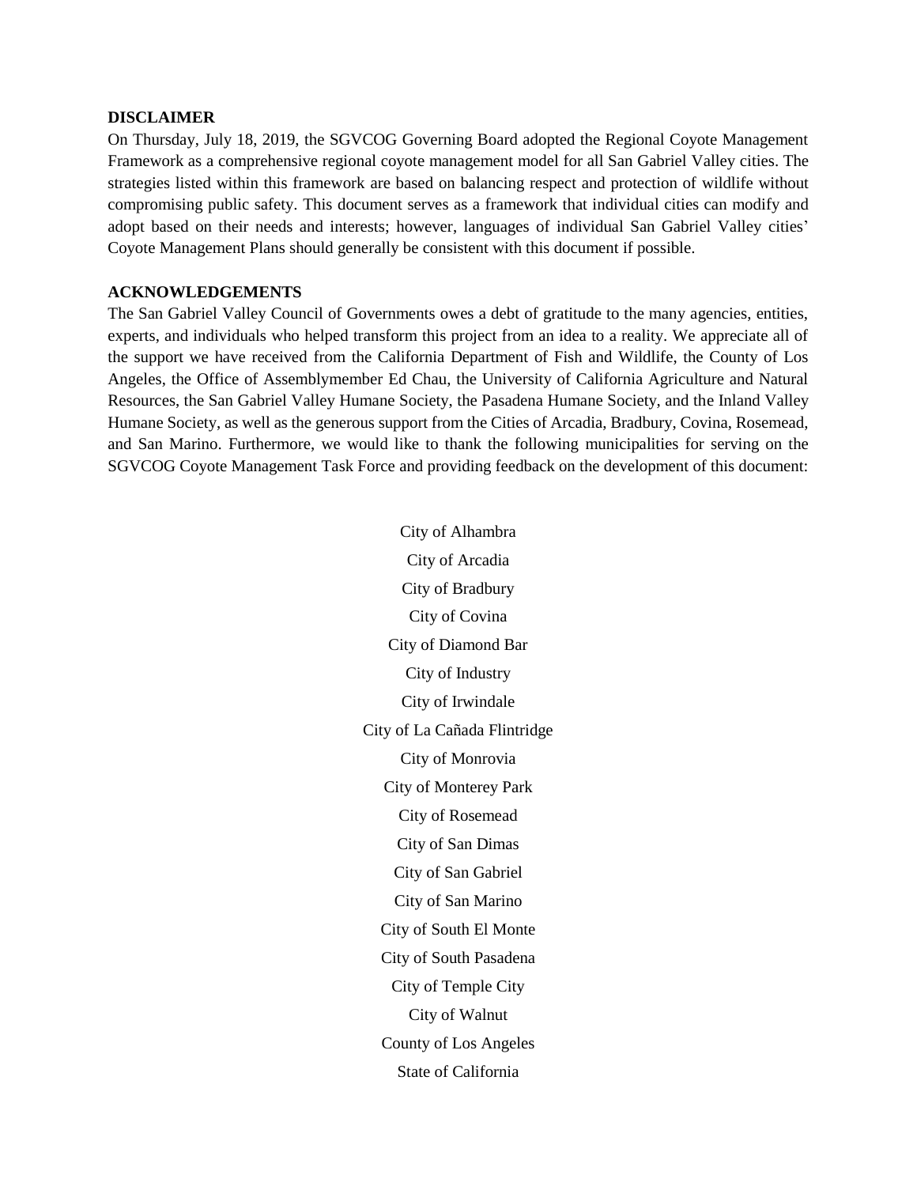**DISCLAIMER**

On Thursday, July 18, 2019, the SGVCOG Governing Board adopted the Regional Coyote Management Framework as a comprehensive regional coyote management model for all San Gabriel Valley cities. The strategies listed within this framework are based on balancing respect and protection of wildlife without compromising public safety. This document serves as a framework that individual cities can modify and adopt based on their needs and interests; however, languages of individual San Gabriel Valley cities' Coyote Management Plans should generally be consistent with this document if possible.

**ACKNOWLEDGEMENTS**

The San Gabriel Valley Council of Governments owes a debt of gratitude to the many agencies, entities, experts, and individuals who helped transform this project from an idea to a reality. We appreciate all of the support we have received from the California Department of Fish and Wildlife, the County of Los Angeles, the Office of Assemblymember Ed Chau, the University of California Agriculture and Natural Resources, the San Gabriel Valley Humane Society, the Pasadena Humane Society, and the Inland Valley Humane Society, as well as the generous support from the Cities of Arcadia, Bradbury, Covina, Rosemead, and San Marino. Furthermore, we would like to thank the following municipalities for serving on the SGVCOG Coyote Management Task Force and providing feedback on the development of this document:

City of Alhambra
City of Arcadia
City of Bradbury
City of Covina
City of Diamond Bar
City of Industry
City of Irwindale
City of La Cañada Flintridge
City of Monrovia
City of Monterey Park
City of Rosemead
City of San Dimas
City of San Gabriel
City of San Marino
City of South El Monte
City of South Pasadena
City of Temple City
City of Walnut
County of Los Angeles
State of California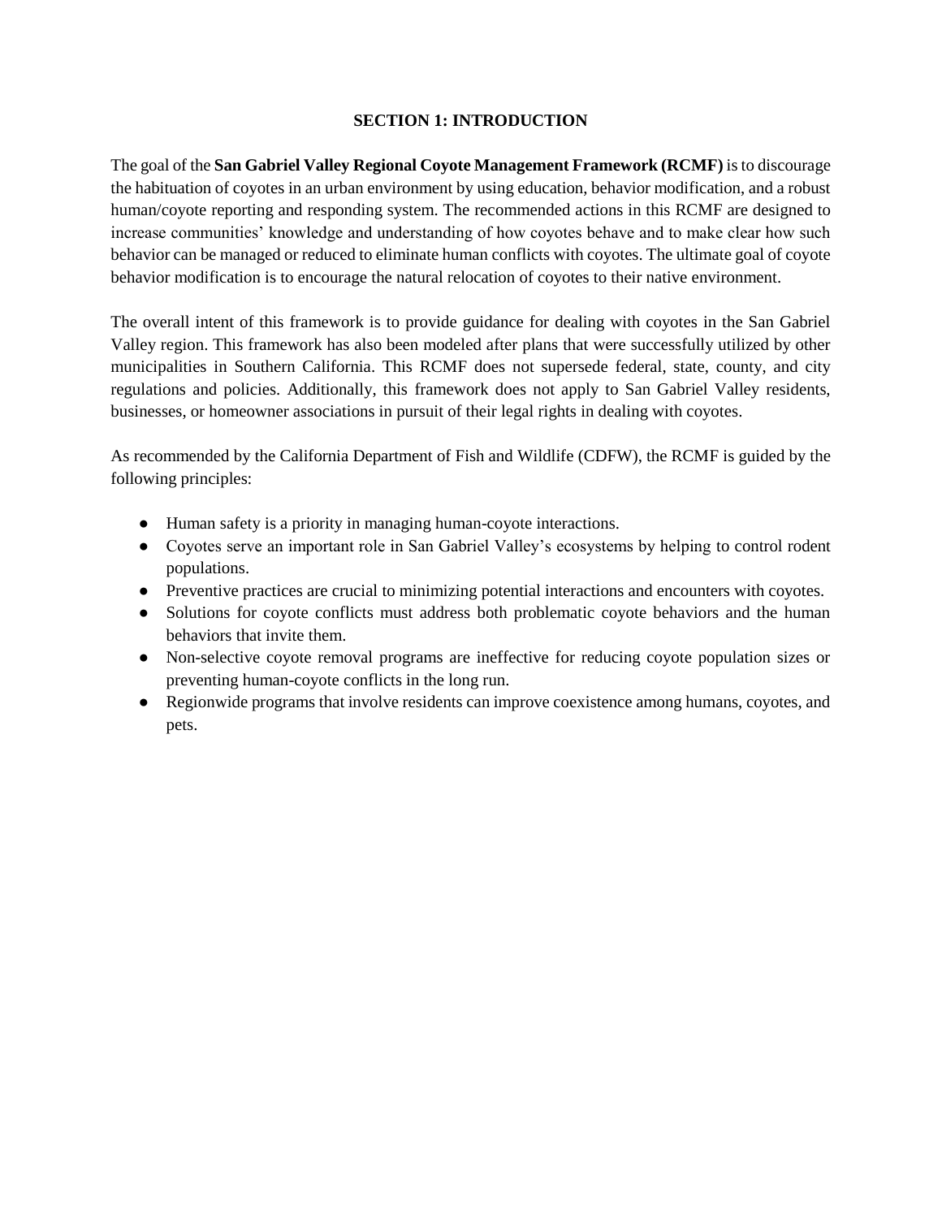## SECTION 1: INTRODUCTION

The goal of the **San Gabriel Valley Regional Coyote Management Framework (RCMF)** is to discourage the habituation of coyotes in an urban environment by using education, behavior modification, and a robust human/coyote reporting and responding system. The recommended actions in this RCMF are designed to increase communities' knowledge and understanding of how coyotes behave and to make clear how such behavior can be managed or reduced to eliminate human conflicts with coyotes. The ultimate goal of coyote behavior modification is to encourage the natural relocation of coyotes to their native environment.

The overall intent of this framework is to provide guidance for dealing with coyotes in the San Gabriel Valley region. This framework has also been modeled after plans that were successfully utilized by other municipalities in Southern California. This RCMF does not supersede federal, state, county, and city regulations and policies. Additionally, this framework does not apply to San Gabriel Valley residents, businesses, or homeowner associations in pursuit of their legal rights in dealing with coyotes.

As recommended by the California Department of Fish and Wildlife (CDFW), the RCMF is guided by the following principles:

- Human safety is a priority in managing human-coyote interactions.
- Coyotes serve an important role in San Gabriel Valley's ecosystems by helping to control rodent populations.
- Preventive practices are crucial to minimizing potential interactions and encounters with coyotes.
- Solutions for coyote conflicts must address both problematic coyote behaviors and the human behaviors that invite them.
- Non-selective coyote removal programs are ineffective for reducing coyote population sizes or preventing human-coyote conflicts in the long run.
- Regionwide programs that involve residents can improve coexistence among humans, coyotes, and pets.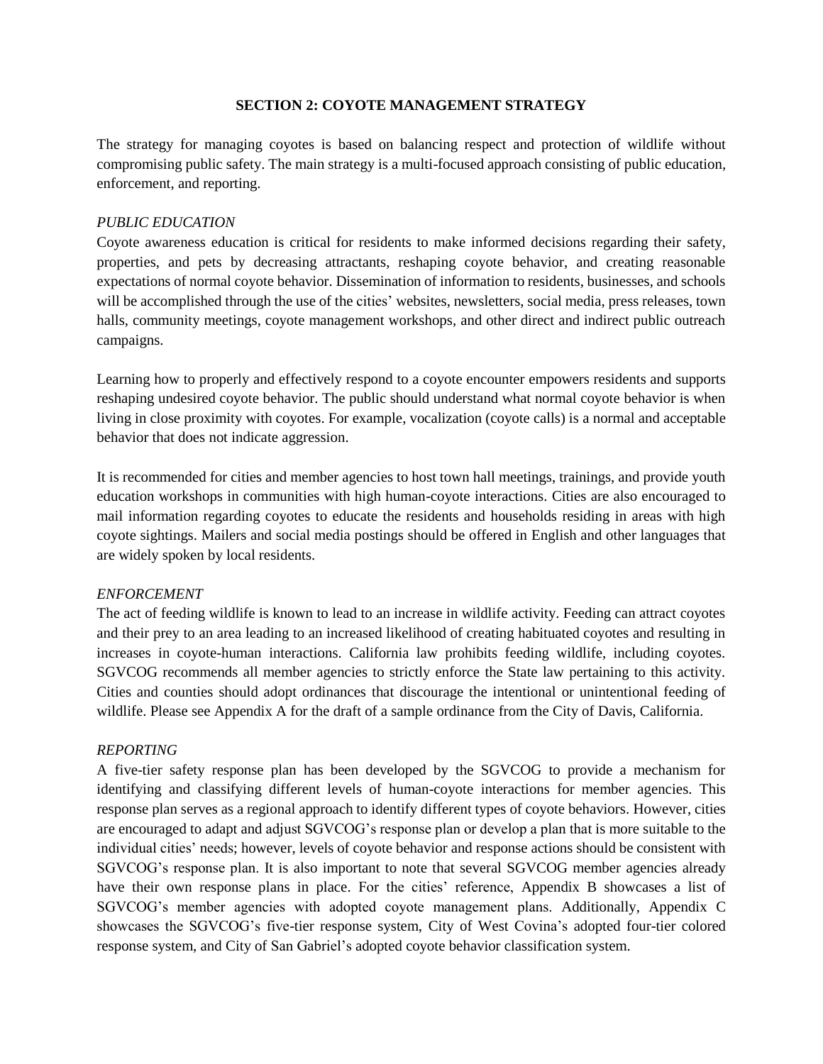## SECTION 2: COYOTE MANAGEMENT STRATEGY

The strategy for managing coyotes is based on balancing respect and protection of wildlife without compromising public safety. The main strategy is a multi-focused approach consisting of public education, enforcement, and reporting.

### *PUBLIC EDUCATION*

Coyote awareness education is critical for residents to make informed decisions regarding their safety, properties, and pets by decreasing attractants, reshaping coyote behavior, and creating reasonable expectations of normal coyote behavior. Dissemination of information to residents, businesses, and schools will be accomplished through the use of the cities' websites, newsletters, social media, press releases, town halls, community meetings, coyote management workshops, and other direct and indirect public outreach campaigns.

Learning how to properly and effectively respond to a coyote encounter empowers residents and supports reshaping undesired coyote behavior. The public should understand what normal coyote behavior is when living in close proximity with coyotes. For example, vocalization (coyote calls) is a normal and acceptable behavior that does not indicate aggression.

It is recommended for cities and member agencies to host town hall meetings, trainings, and provide youth education workshops in communities with high human-coyote interactions. Cities are also encouraged to mail information regarding coyotes to educate the residents and households residing in areas with high coyote sightings. Mailers and social media postings should be offered in English and other languages that are widely spoken by local residents.

### *ENFORCEMENT*

The act of feeding wildlife is known to lead to an increase in wildlife activity. Feeding can attract coyotes and their prey to an area leading to an increased likelihood of creating habituated coyotes and resulting in increases in coyote-human interactions. California law prohibits feeding wildlife, including coyotes. SGVCOG recommends all member agencies to strictly enforce the State law pertaining to this activity. Cities and counties should adopt ordinances that discourage the intentional or unintentional feeding of wildlife. Please see Appendix A for the draft of a sample ordinance from the City of Davis, California.

### *REPORTING*

A five-tier safety response plan has been developed by the SGVCOG to provide a mechanism for identifying and classifying different levels of human-coyote interactions for member agencies. This response plan serves as a regional approach to identify different types of coyote behaviors. However, cities are encouraged to adapt and adjust SGVCOG's response plan or develop a plan that is more suitable to the individual cities' needs; however, levels of coyote behavior and response actions should be consistent with SGVCOG's response plan. It is also important to note that several SGVCOG member agencies already have their own response plans in place. For the cities' reference, Appendix B showcases a list of SGVCOG's member agencies with adopted coyote management plans. Additionally, Appendix C showcases the SGVCOG's five-tier response system, City of West Covina's adopted four-tier colored response system, and City of San Gabriel's adopted coyote behavior classification system.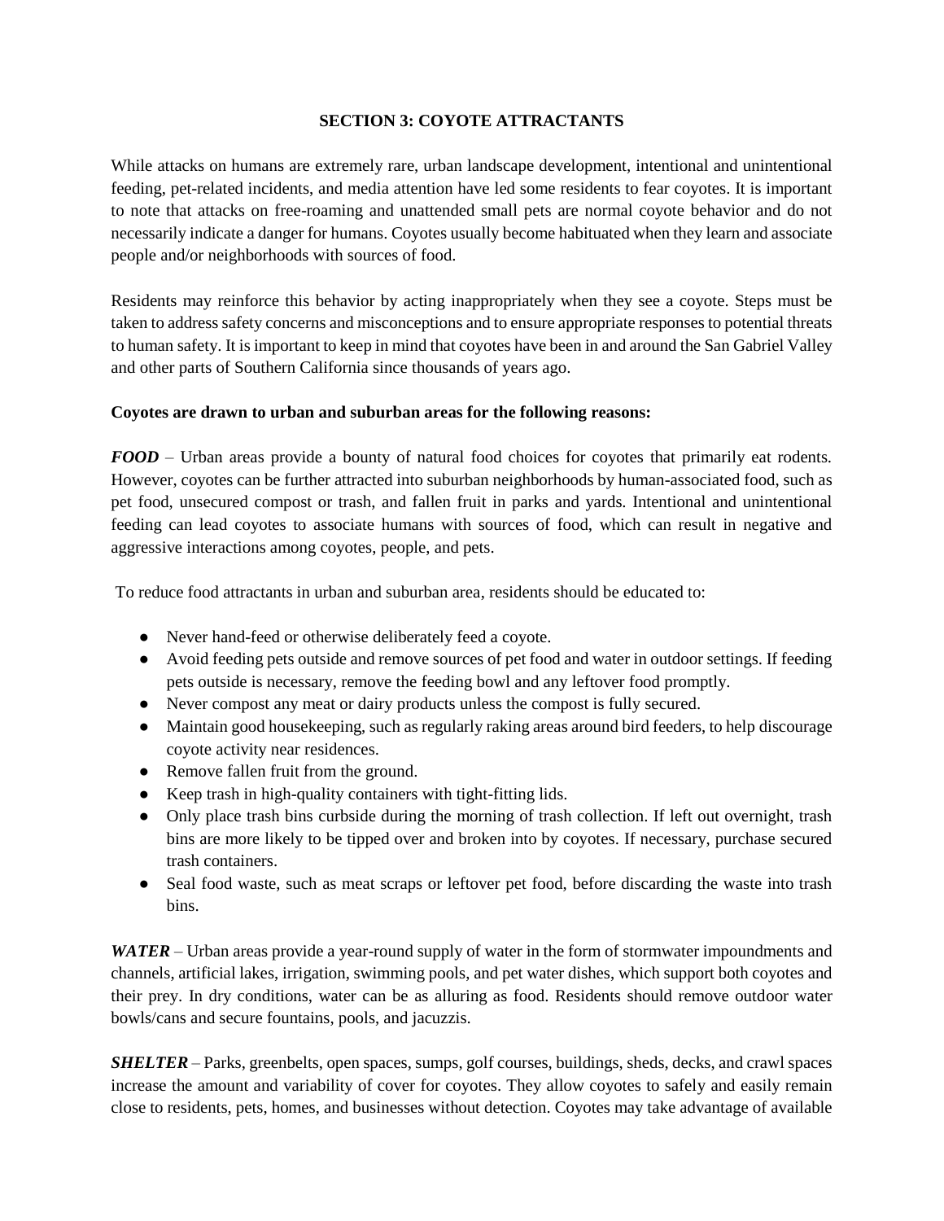## SECTION 3: COYOTE ATTRACTANTS

While attacks on humans are extremely rare, urban landscape development, intentional and unintentional feeding, pet-related incidents, and media attention have led some residents to fear coyotes. It is important to note that attacks on free-roaming and unattended small pets are normal coyote behavior and do not necessarily indicate a danger for humans. Coyotes usually become habituated when they learn and associate people and/or neighborhoods with sources of food.

Residents may reinforce this behavior by acting inappropriately when they see a coyote. Steps must be taken to address safety concerns and misconceptions and to ensure appropriate responses to potential threats to human safety. It is important to keep in mind that coyotes have been in and around the San Gabriel Valley and other parts of Southern California since thousands of years ago.

**Coyotes are drawn to urban and suburban areas for the following reasons:**

***FOOD*** – Urban areas provide a bounty of natural food choices for coyotes that primarily eat rodents. However, coyotes can be further attracted into suburban neighborhoods by human-associated food, such as pet food, unsecured compost or trash, and fallen fruit in parks and yards. Intentional and unintentional feeding can lead coyotes to associate humans with sources of food, which can result in negative and aggressive interactions among coyotes, people, and pets.

To reduce food attractants in urban and suburban area, residents should be educated to:

- Never hand-feed or otherwise deliberately feed a coyote.
- Avoid feeding pets outside and remove sources of pet food and water in outdoor settings. If feeding pets outside is necessary, remove the feeding bowl and any leftover food promptly.
- Never compost any meat or dairy products unless the compost is fully secured.
- Maintain good housekeeping, such as regularly raking areas around bird feeders, to help discourage coyote activity near residences.
- Remove fallen fruit from the ground.
- Keep trash in high-quality containers with tight-fitting lids.
- Only place trash bins curbside during the morning of trash collection. If left out overnight, trash bins are more likely to be tipped over and broken into by coyotes. If necessary, purchase secured trash containers.
- Seal food waste, such as meat scraps or leftover pet food, before discarding the waste into trash bins.

***WATER*** – Urban areas provide a year-round supply of water in the form of stormwater impoundments and channels, artificial lakes, irrigation, swimming pools, and pet water dishes, which support both coyotes and their prey. In dry conditions, water can be as alluring as food. Residents should remove outdoor water bowls/cans and secure fountains, pools, and jacuzzis.

***SHELTER*** – Parks, greenbelts, open spaces, sumps, golf courses, buildings, sheds, decks, and crawl spaces increase the amount and variability of cover for coyotes. They allow coyotes to safely and easily remain close to residents, pets, homes, and businesses without detection. Coyotes may take advantage of available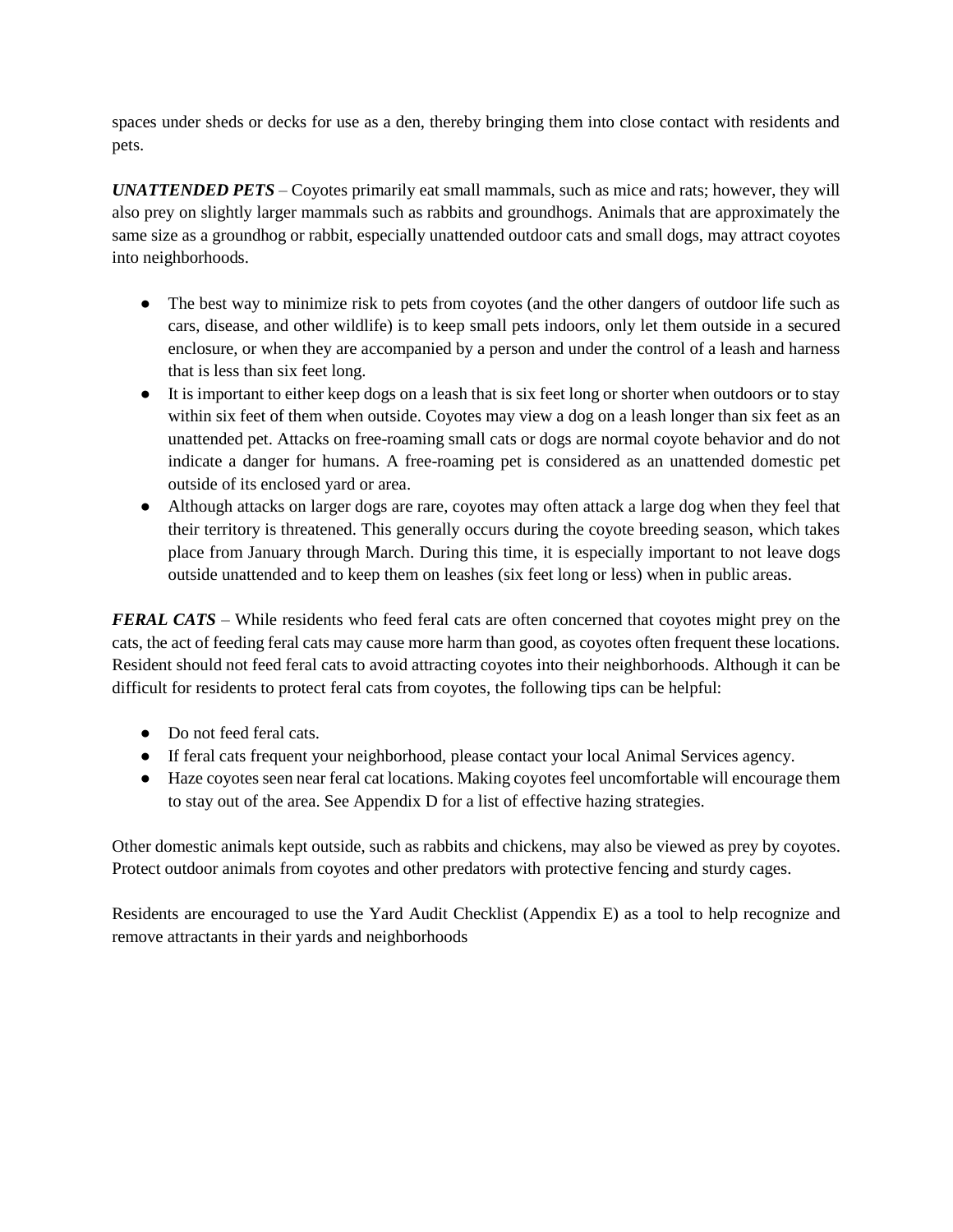spaces under sheds or decks for use as a den, thereby bringing them into close contact with residents and pets.

***UNATTENDED PETS*** – Coyotes primarily eat small mammals, such as mice and rats; however, they will also prey on slightly larger mammals such as rabbits and groundhogs. Animals that are approximately the same size as a groundhog or rabbit, especially unattended outdoor cats and small dogs, may attract coyotes into neighborhoods.

- The best way to minimize risk to pets from coyotes (and the other dangers of outdoor life such as cars, disease, and other wildlife) is to keep small pets indoors, only let them outside in a secured enclosure, or when they are accompanied by a person and under the control of a leash and harness that is less than six feet long.
- It is important to either keep dogs on a leash that is six feet long or shorter when outdoors or to stay within six feet of them when outside. Coyotes may view a dog on a leash longer than six feet as an unattended pet. Attacks on free-roaming small cats or dogs are normal coyote behavior and do not indicate a danger for humans. A free-roaming pet is considered as an unattended domestic pet outside of its enclosed yard or area.
- Although attacks on larger dogs are rare, coyotes may often attack a large dog when they feel that their territory is threatened. This generally occurs during the coyote breeding season, which takes place from January through March. During this time, it is especially important to not leave dogs outside unattended and to keep them on leashes (six feet long or less) when in public areas.

***FERAL CATS*** – While residents who feed feral cats are often concerned that coyotes might prey on the cats, the act of feeding feral cats may cause more harm than good, as coyotes often frequent these locations. Resident should not feed feral cats to avoid attracting coyotes into their neighborhoods. Although it can be difficult for residents to protect feral cats from coyotes, the following tips can be helpful:

- Do not feed feral cats.
- If feral cats frequent your neighborhood, please contact your local Animal Services agency.
- Haze coyotes seen near feral cat locations. Making coyotes feel uncomfortable will encourage them to stay out of the area. See Appendix D for a list of effective hazing strategies.

Other domestic animals kept outside, such as rabbits and chickens, may also be viewed as prey by coyotes. Protect outdoor animals from coyotes and other predators with protective fencing and sturdy cages.

Residents are encouraged to use the Yard Audit Checklist (Appendix E) as a tool to help recognize and remove attractants in their yards and neighborhoods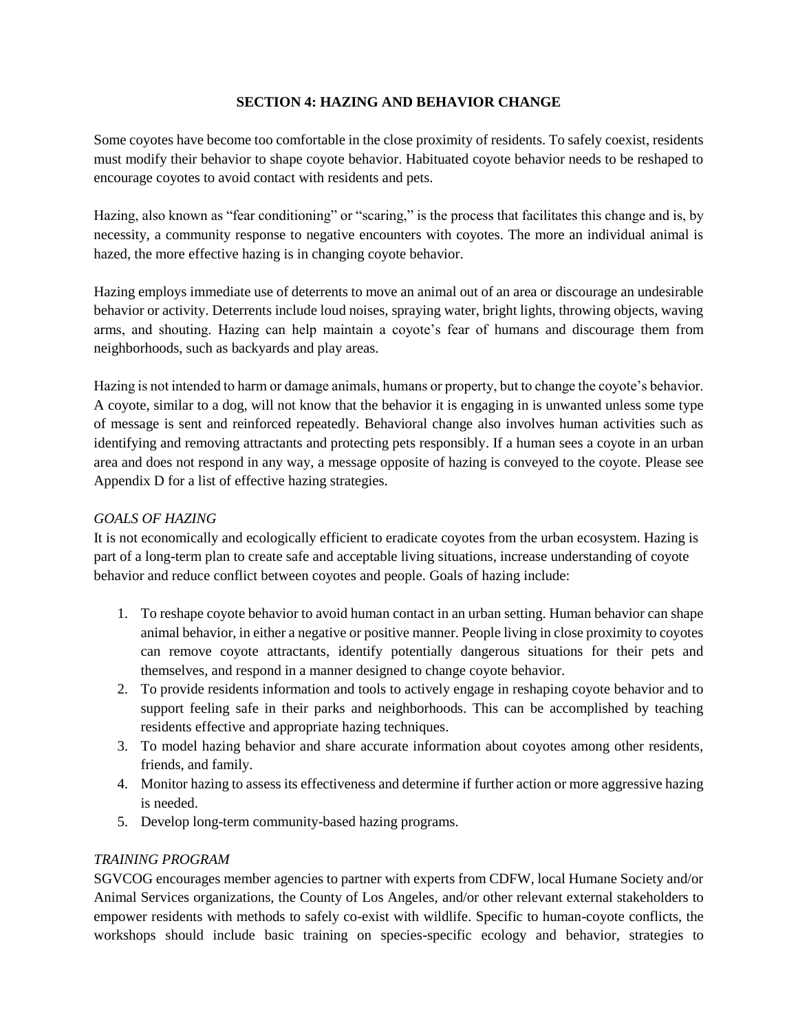## SECTION 4: HAZING AND BEHAVIOR CHANGE

Some coyotes have become too comfortable in the close proximity of residents. To safely coexist, residents must modify their behavior to shape coyote behavior. Habituated coyote behavior needs to be reshaped to encourage coyotes to avoid contact with residents and pets.

Hazing, also known as "fear conditioning" or "scaring," is the process that facilitates this change and is, by necessity, a community response to negative encounters with coyotes. The more an individual animal is hazed, the more effective hazing is in changing coyote behavior.

Hazing employs immediate use of deterrents to move an animal out of an area or discourage an undesirable behavior or activity. Deterrents include loud noises, spraying water, bright lights, throwing objects, waving arms, and shouting. Hazing can help maintain a coyote's fear of humans and discourage them from neighborhoods, such as backyards and play areas.

Hazing is not intended to harm or damage animals, humans or property, but to change the coyote's behavior. A coyote, similar to a dog, will not know that the behavior it is engaging in is unwanted unless some type of message is sent and reinforced repeatedly. Behavioral change also involves human activities such as identifying and removing attractants and protecting pets responsibly. If a human sees a coyote in an urban area and does not respond in any way, a message opposite of hazing is conveyed to the coyote. Please see Appendix D for a list of effective hazing strategies.

### *GOALS OF HAZING*

It is not economically and ecologically efficient to eradicate coyotes from the urban ecosystem. Hazing is part of a long-term plan to create safe and acceptable living situations, increase understanding of coyote behavior and reduce conflict between coyotes and people. Goals of hazing include:

1. To reshape coyote behavior to avoid human contact in an urban setting. Human behavior can shape animal behavior, in either a negative or positive manner. People living in close proximity to coyotes can remove coyote attractants, identify potentially dangerous situations for their pets and themselves, and respond in a manner designed to change coyote behavior.
2. To provide residents information and tools to actively engage in reshaping coyote behavior and to support feeling safe in their parks and neighborhoods. This can be accomplished by teaching residents effective and appropriate hazing techniques.
3. To model hazing behavior and share accurate information about coyotes among other residents, friends, and family.
4. Monitor hazing to assess its effectiveness and determine if further action or more aggressive hazing is needed.
5. Develop long-term community-based hazing programs.

### *TRAINING PROGRAM*

SGVCOG encourages member agencies to partner with experts from CDFW, local Humane Society and/or Animal Services organizations, the County of Los Angeles, and/or other relevant external stakeholders to empower residents with methods to safely co-exist with wildlife. Specific to human-coyote conflicts, the workshops should include basic training on species-specific ecology and behavior, strategies to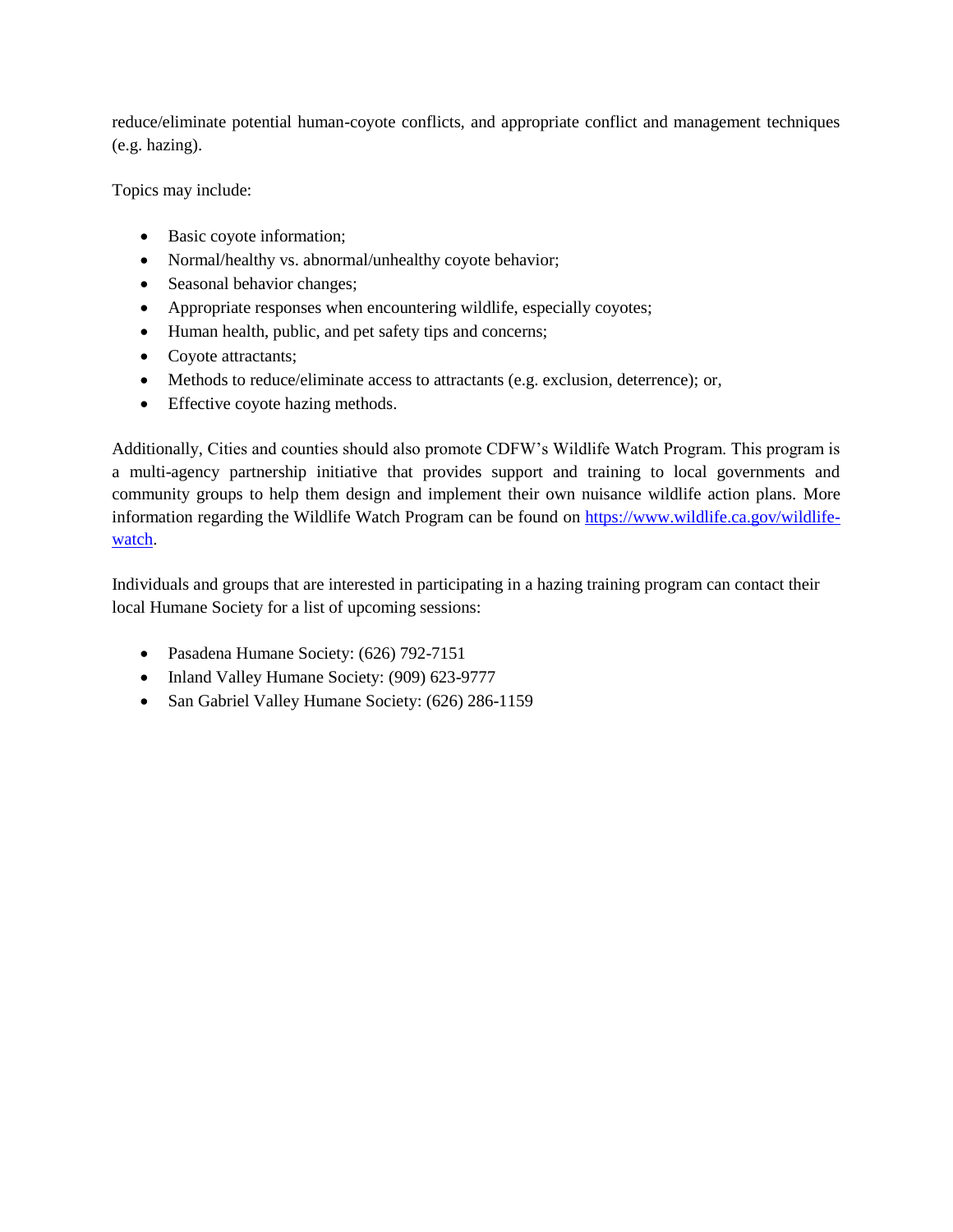reduce/eliminate potential human-coyote conflicts, and appropriate conflict and management techniques (e.g. hazing).

Topics may include:

- Basic coyote information;
- Normal/healthy vs. abnormal/unhealthy coyote behavior;
- Seasonal behavior changes;
- Appropriate responses when encountering wildlife, especially coyotes;
- Human health, public, and pet safety tips and concerns;
- Coyote attractants;
- Methods to reduce/eliminate access to attractants (e.g. exclusion, deterrence); or,
- Effective coyote hazing methods.

Additionally, Cities and counties should also promote CDFW's Wildlife Watch Program. This program is a multi-agency partnership initiative that provides support and training to local governments and community groups to help them design and implement their own nuisance wildlife action plans. More information regarding the Wildlife Watch Program can be found on [https://www.wildlife.ca.gov/wildlife-watch](https://www.wildlife.ca.gov/wildlife-watch).

Individuals and groups that are interested in participating in a hazing training program can contact their local Humane Society for a list of upcoming sessions:

- Pasadena Humane Society: (626) 792-7151
- Inland Valley Humane Society: (909) 623-9777
- San Gabriel Valley Humane Society: (626) 286-1159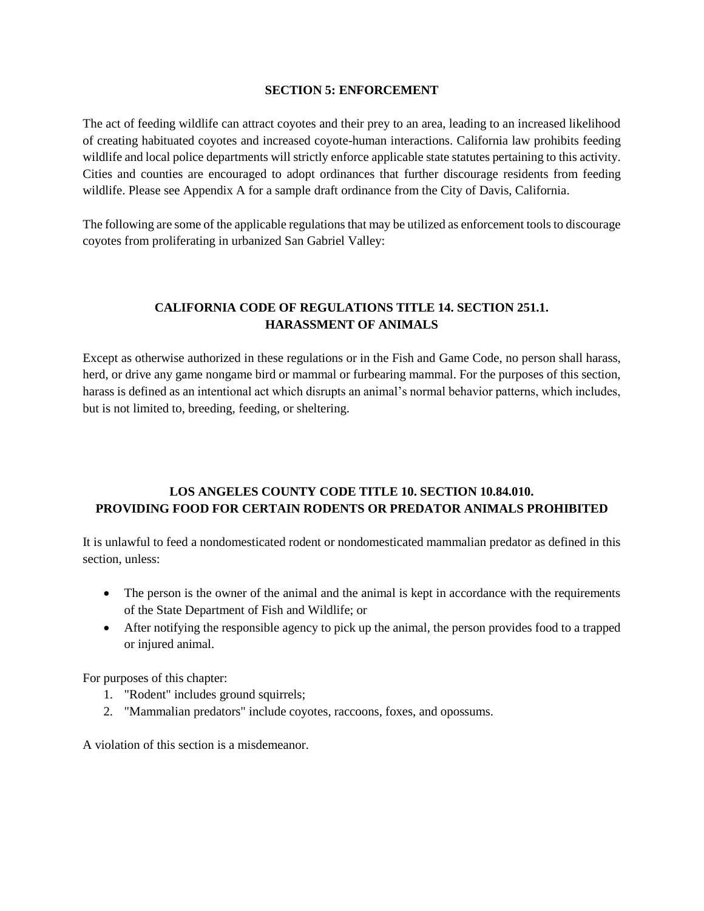## SECTION 5: ENFORCEMENT

The act of feeding wildlife can attract coyotes and their prey to an area, leading to an increased likelihood of creating habituated coyotes and increased coyote-human interactions. California law prohibits feeding wildlife and local police departments will strictly enforce applicable state statutes pertaining to this activity. Cities and counties are encouraged to adopt ordinances that further discourage residents from feeding wildlife. Please see Appendix A for a sample draft ordinance from the City of Davis, California.

The following are some of the applicable regulations that may be utilized as enforcement tools to discourage coyotes from proliferating in urbanized San Gabriel Valley:

### CALIFORNIA CODE OF REGULATIONS TITLE 14. SECTION 251.1. HARASSMENT OF ANIMALS

Except as otherwise authorized in these regulations or in the Fish and Game Code, no person shall harass, herd, or drive any game nongame bird or mammal or furbearing mammal. For the purposes of this section, harass is defined as an intentional act which disrupts an animal's normal behavior patterns, which includes, but is not limited to, breeding, feeding, or sheltering.

### LOS ANGELES COUNTY CODE TITLE 10. SECTION 10.84.010. PROVIDING FOOD FOR CERTAIN RODENTS OR PREDATOR ANIMALS PROHIBITED

It is unlawful to feed a nondomesticated rodent or nondomesticated mammalian predator as defined in this section, unless:

- The person is the owner of the animal and the animal is kept in accordance with the requirements of the State Department of Fish and Wildlife; or
- After notifying the responsible agency to pick up the animal, the person provides food to a trapped or injured animal.

For purposes of this chapter:

1. "Rodent" includes ground squirrels;
2. "Mammalian predators" include coyotes, raccoons, foxes, and opossums.

A violation of this section is a misdemeanor.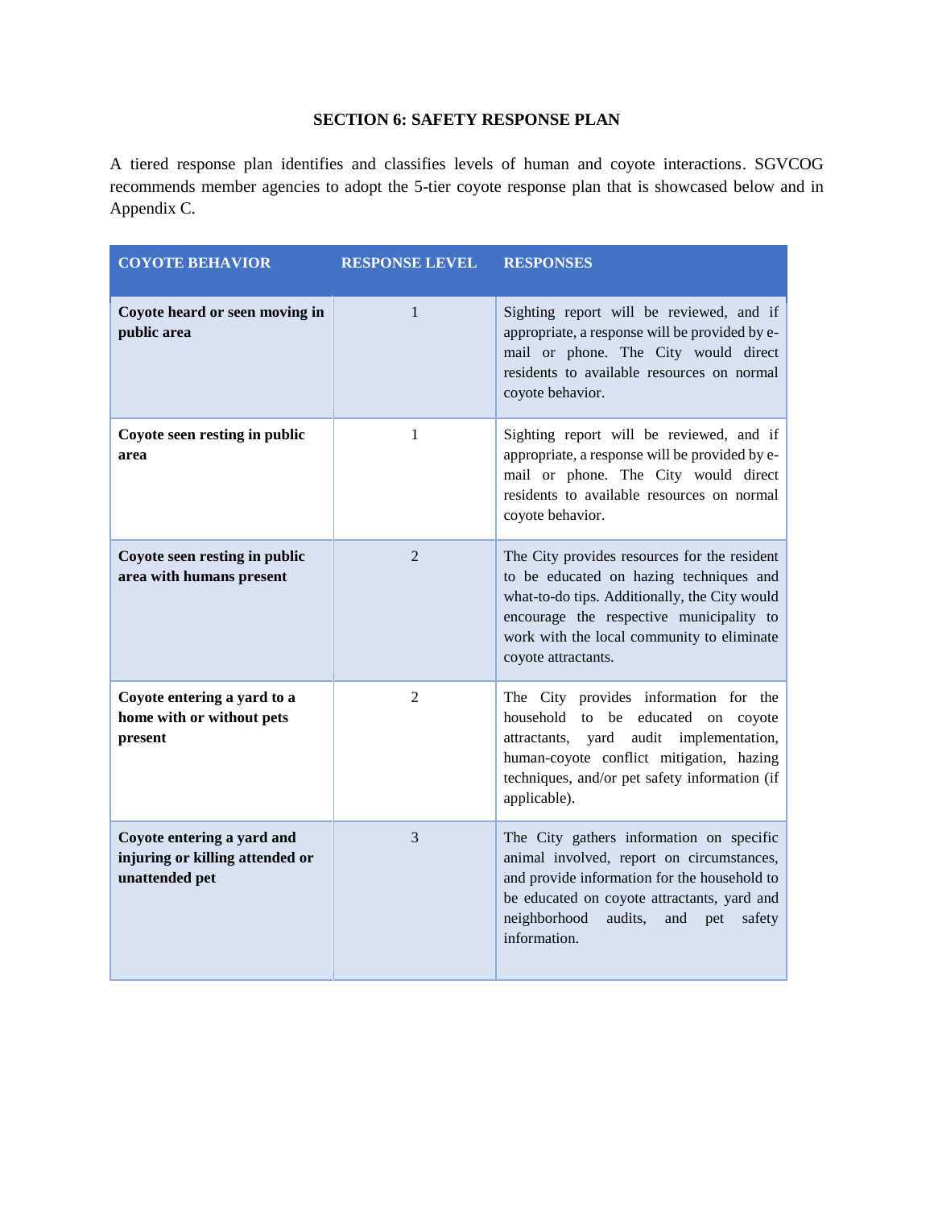## SECTION 6: SAFETY RESPONSE PLAN

A tiered response plan identifies and classifies levels of human and coyote interactions. SGVCOG recommends member agencies to adopt the 5-tier coyote response plan that is showcased below and in Appendix C.

| COYOTE BEHAVIOR | RESPONSE LEVEL | RESPONSES |
|---|---|---|
| **Coyote heard or seen moving in public area** | 1 | Sighting report will be reviewed, and if appropriate, a response will be provided by e-mail or phone. The City would direct residents to available resources on normal coyote behavior. |
| **Coyote seen resting in public area** | 1 | Sighting report will be reviewed, and if appropriate, a response will be provided by e-mail or phone. The City would direct residents to available resources on normal coyote behavior. |
| **Coyote seen resting in public area with humans present** | 2 | The City provides resources for the resident to be educated on hazing techniques and what-to-do tips. Additionally, the City would encourage the respective municipality to work with the local community to eliminate coyote attractants. |
| **Coyote entering a yard to a home with or without pets present** | 2 | The City provides information for the household to be educated on coyote attractants, yard audit implementation, human-coyote conflict mitigation, hazing techniques, and/or pet safety information (if applicable). |
| **Coyote entering a yard and injuring or killing attended or unattended pet** | 3 | The City gathers information on specific animal involved, report on circumstances, and provide information for the household to be educated on coyote attractants, yard and neighborhood audits, and pet safety information. |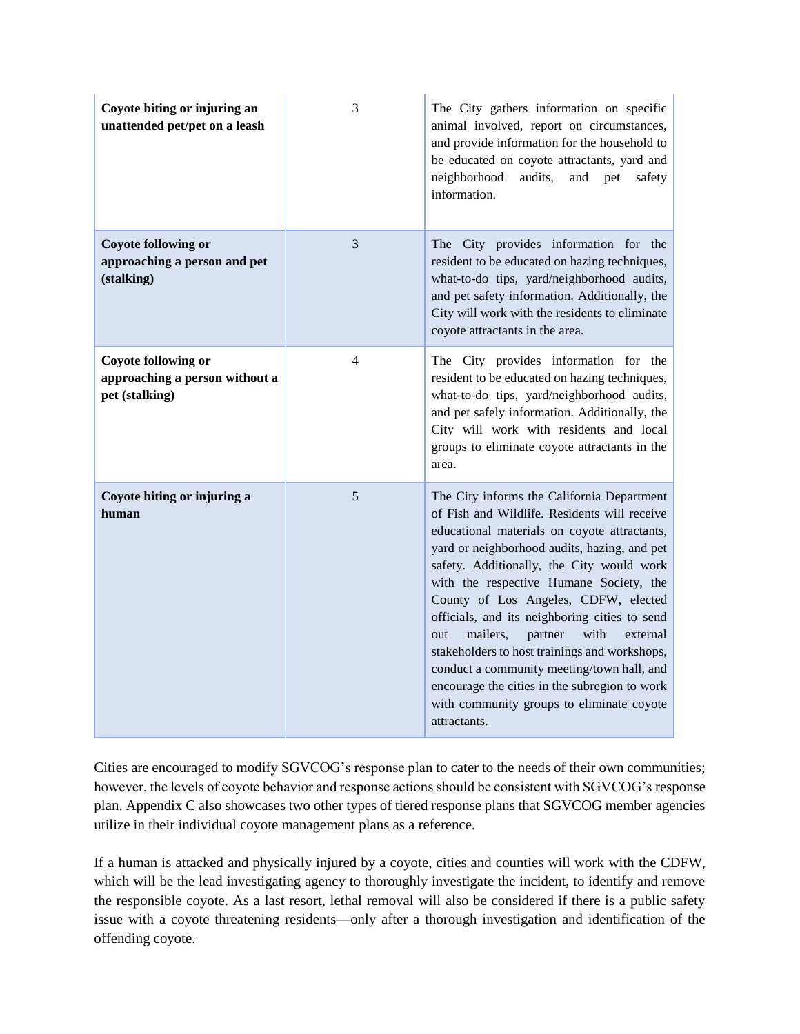| Coyote biting or injuring an unattended pet/pet on a leash | 3 | The City gathers information on specific animal involved, report on circumstances, and provide information for the household to be educated on coyote attractants, yard and neighborhood audits, and pet safety information. |
|---|---|---|
| **Coyote following or approaching a person and pet (stalking)** | 3 | The City provides information for the resident to be educated on hazing techniques, what-to-do tips, yard/neighborhood audits, and pet safety information. Additionally, the City will work with the residents to eliminate coyote attractants in the area. |
| **Coyote following or approaching a person without a pet (stalking)** | 4 | The City provides information for the resident to be educated on hazing techniques, what-to-do tips, yard/neighborhood audits, and pet safely information. Additionally, the City will work with residents and local groups to eliminate coyote attractants in the area. |
| **Coyote biting or injuring a human** | 5 | The City informs the California Department of Fish and Wildlife. Residents will receive educational materials on coyote attractants, yard or neighborhood audits, hazing, and pet safety. Additionally, the City would work with the respective Humane Society, the County of Los Angeles, CDFW, elected officials, and its neighboring cities to send out mailers, partner with external stakeholders to host trainings and workshops, conduct a community meeting/town hall, and encourage the cities in the subregion to work with community groups to eliminate coyote attractants. |

Cities are encouraged to modify SGVCOG's response plan to cater to the needs of their own communities; however, the levels of coyote behavior and response actions should be consistent with SGVCOG's response plan. Appendix C also showcases two other types of tiered response plans that SGVCOG member agencies utilize in their individual coyote management plans as a reference.

If a human is attacked and physically injured by a coyote, cities and counties will work with the CDFW, which will be the lead investigating agency to thoroughly investigate the incident, to identify and remove the responsible coyote. As a last resort, lethal removal will also be considered if there is a public safety issue with a coyote threatening residents—only after a thorough investigation and identification of the offending coyote.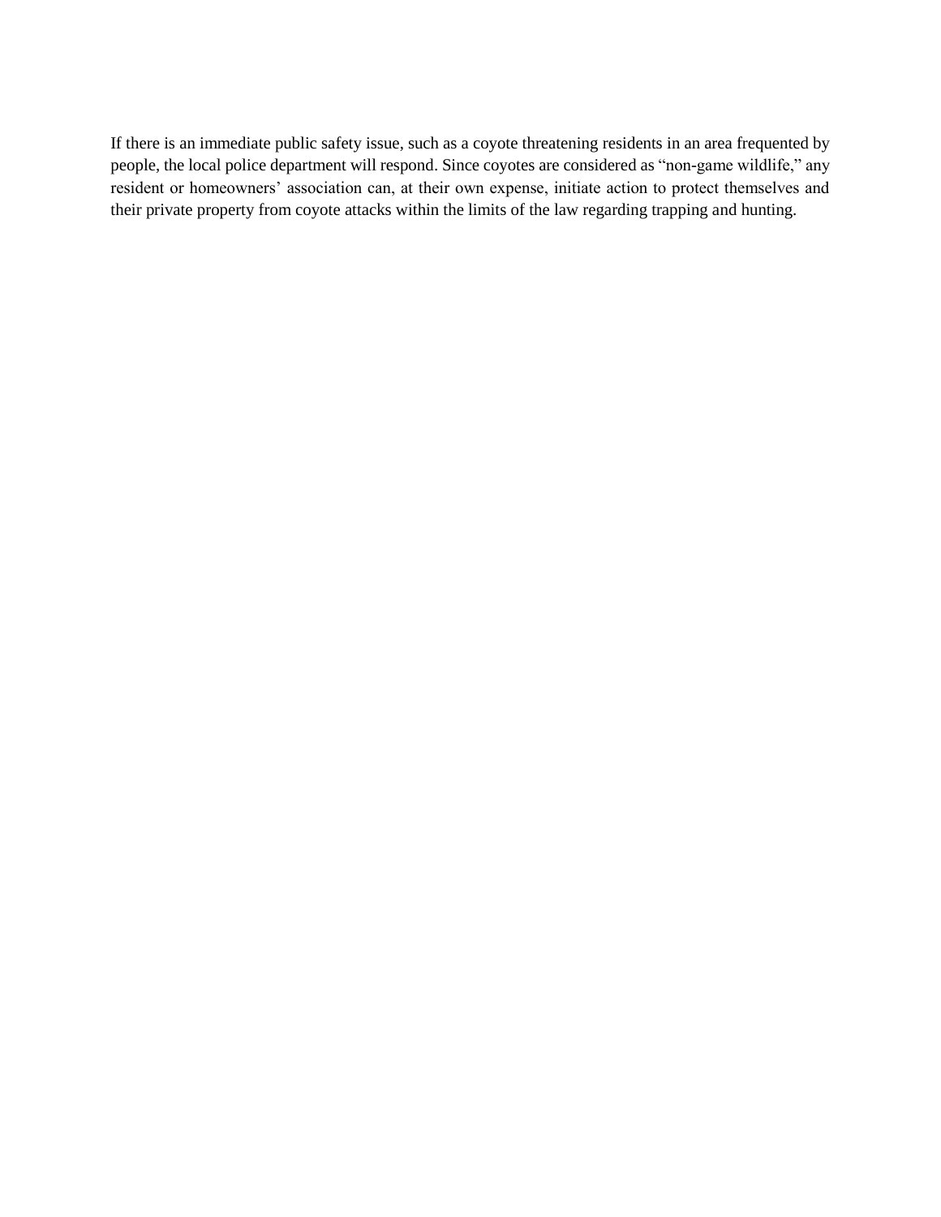If there is an immediate public safety issue, such as a coyote threatening residents in an area frequented by people, the local police department will respond. Since coyotes are considered as "non-game wildlife," any resident or homeowners' association can, at their own expense, initiate action to protect themselves and their private property from coyote attacks within the limits of the law regarding trapping and hunting.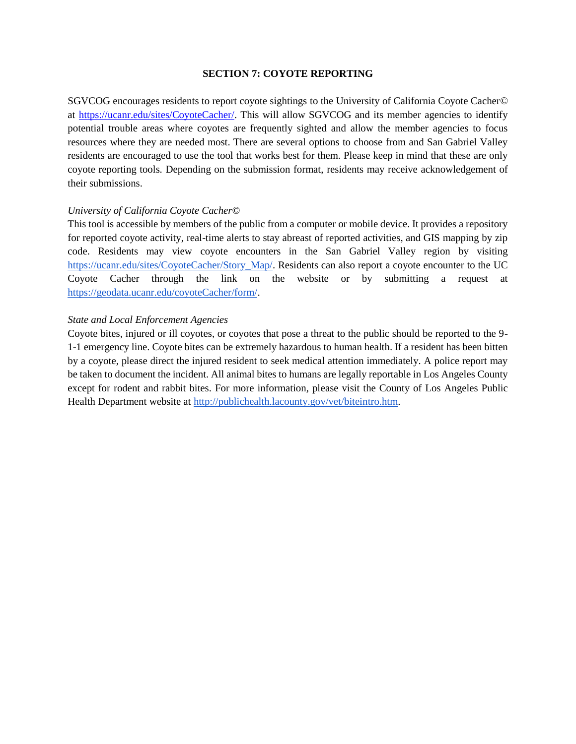## SECTION 7: COYOTE REPORTING

SGVCOG encourages residents to report coyote sightings to the University of California Coyote Cacher© at https://ucanr.edu/sites/CoyoteCacher/. This will allow SGVCOG and its member agencies to identify potential trouble areas where coyotes are frequently sighted and allow the member agencies to focus resources where they are needed most. There are several options to choose from and San Gabriel Valley residents are encouraged to use the tool that works best for them. Please keep in mind that these are only coyote reporting tools. Depending on the submission format, residents may receive acknowledgement of their submissions.

*University of California Coyote Cacher©*

This tool is accessible by members of the public from a computer or mobile device. It provides a repository for reported coyote activity, real-time alerts to stay abreast of reported activities, and GIS mapping by zip code. Residents may view coyote encounters in the San Gabriel Valley region by visiting https://ucanr.edu/sites/CoyoteCacher/Story_Map/. Residents can also report a coyote encounter to the UC Coyote Cacher through the link on the website or by submitting a request at https://geodata.ucanr.edu/coyoteCacher/form/.

*State and Local Enforcement Agencies*

Coyote bites, injured or ill coyotes, or coyotes that pose a threat to the public should be reported to the 9-1-1 emergency line. Coyote bites can be extremely hazardous to human health. If a resident has been bitten by a coyote, please direct the injured resident to seek medical attention immediately. A police report may be taken to document the incident. All animal bites to humans are legally reportable in Los Angeles County except for rodent and rabbit bites. For more information, please visit the County of Los Angeles Public Health Department website at http://publichealth.lacounty.gov/vet/biteintro.htm.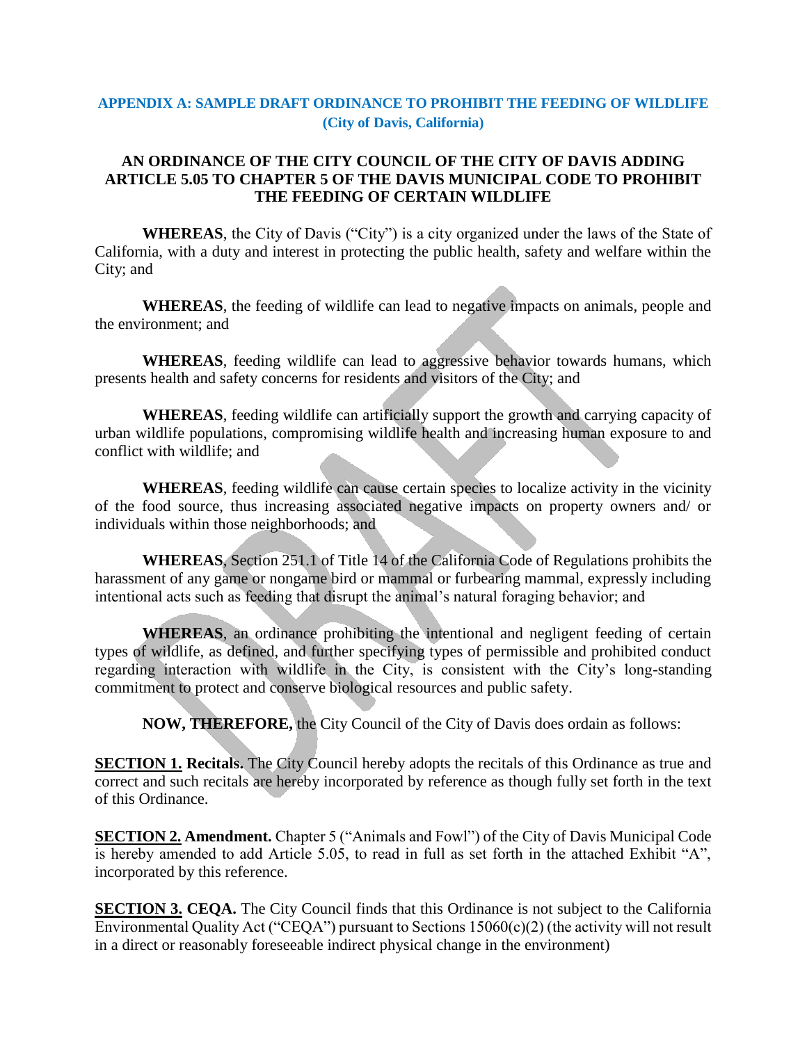## APPENDIX A: SAMPLE DRAFT ORDINANCE TO PROHIBIT THE FEEDING OF WILDLIFE (City of Davis, California)

### AN ORDINANCE OF THE CITY COUNCIL OF THE CITY OF DAVIS ADDING ARTICLE 5.05 TO CHAPTER 5 OF THE DAVIS MUNICIPAL CODE TO PROHIBIT THE FEEDING OF CERTAIN WILDLIFE

**WHEREAS**, the City of Davis ("City") is a city organized under the laws of the State of California, with a duty and interest in protecting the public health, safety and welfare within the City; and

**WHEREAS**, the feeding of wildlife can lead to negative impacts on animals, people and the environment; and

**WHEREAS**, feeding wildlife can lead to aggressive behavior towards humans, which presents health and safety concerns for residents and visitors of the City; and

**WHEREAS**, feeding wildlife can artificially support the growth and carrying capacity of urban wildlife populations, compromising wildlife health and increasing human exposure to and conflict with wildlife; and

**WHEREAS**, feeding wildlife can cause certain species to localize activity in the vicinity of the food source, thus increasing associated negative impacts on property owners and/ or individuals within those neighborhoods; and

**WHEREAS**, Section 251.1 of Title 14 of the California Code of Regulations prohibits the harassment of any game or nongame bird or mammal or furbearing mammal, expressly including intentional acts such as feeding that disrupt the animal's natural foraging behavior; and

**WHEREAS**, an ordinance prohibiting the intentional and negligent feeding of certain types of wildlife, as defined, and further specifying types of permissible and prohibited conduct regarding interaction with wildlife in the City, is consistent with the City's long-standing commitment to protect and conserve biological resources and public safety.

**NOW, THEREFORE,** the City Council of the City of Davis does ordain as follows:

**SECTION 1. Recitals.** The City Council hereby adopts the recitals of this Ordinance as true and correct and such recitals are hereby incorporated by reference as though fully set forth in the text of this Ordinance.

**SECTION 2. Amendment.** Chapter 5 ("Animals and Fowl") of the City of Davis Municipal Code is hereby amended to add Article 5.05, to read in full as set forth in the attached Exhibit "A", incorporated by this reference.

**SECTION 3. CEQA.** The City Council finds that this Ordinance is not subject to the California Environmental Quality Act ("CEQA") pursuant to Sections 15060(c)(2) (the activity will not result in a direct or reasonably foreseeable indirect physical change in the environment)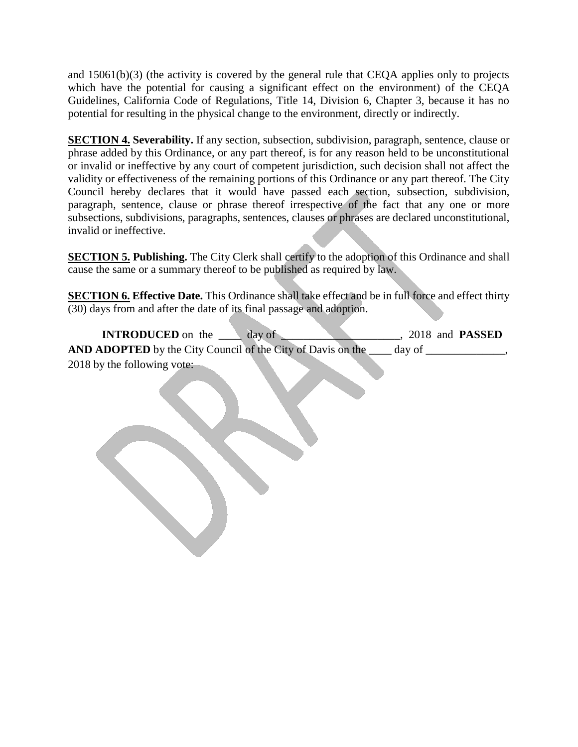and 15061(b)(3) (the activity is covered by the general rule that CEQA applies only to projects which have the potential for causing a significant effect on the environment) of the CEQA Guidelines, California Code of Regulations, Title 14, Division 6, Chapter 3, because it has no potential for resulting in the physical change to the environment, directly or indirectly.

**SECTION 4. Severability.** If any section, subsection, subdivision, paragraph, sentence, clause or phrase added by this Ordinance, or any part thereof, is for any reason held to be unconstitutional or invalid or ineffective by any court of competent jurisdiction, such decision shall not affect the validity or effectiveness of the remaining portions of this Ordinance or any part thereof. The City Council hereby declares that it would have passed each section, subsection, subdivision, paragraph, sentence, clause or phrase thereof irrespective of the fact that any one or more subsections, subdivisions, paragraphs, sentences, clauses or phrases are declared unconstitutional, invalid or ineffective.

**SECTION 5. Publishing.** The City Clerk shall certify to the adoption of this Ordinance and shall cause the same or a summary thereof to be published as required by law.

**SECTION 6. Effective Date.** This Ordinance shall take effect and be in full force and effect thirty (30) days from and after the date of its final passage and adoption.

**INTRODUCED** on the ____ day of ____________________, 2018 and **PASSED AND ADOPTED** by the City Council of the City of Davis on the ____ day of ______________, 2018 by the following vote: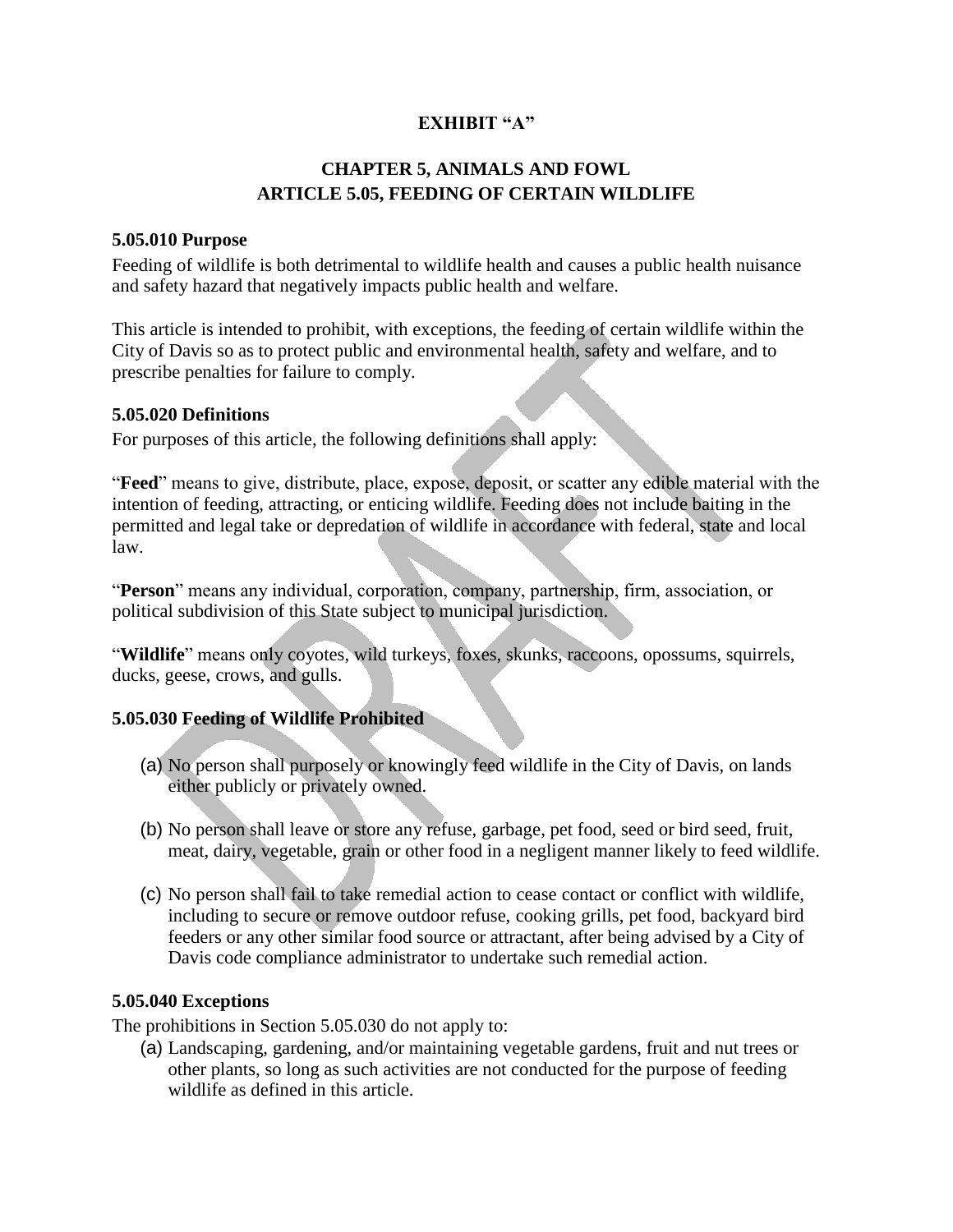**EXHIBIT "A"**

## CHAPTER 5, ANIMALS AND FOWL
## ARTICLE 5.05, FEEDING OF CERTAIN WILDLIFE

### 5.05.010 Purpose

Feeding of wildlife is both detrimental to wildlife health and causes a public health nuisance and safety hazard that negatively impacts public health and welfare.

This article is intended to prohibit, with exceptions, the feeding of certain wildlife within the City of Davis so as to protect public and environmental health, safety and welfare, and to prescribe penalties for failure to comply.

### 5.05.020 Definitions

For purposes of this article, the following definitions shall apply:

"**Feed**" means to give, distribute, place, expose, deposit, or scatter any edible material with the intention of feeding, attracting, or enticing wildlife. Feeding does not include baiting in the permitted and legal take or depredation of wildlife in accordance with federal, state and local law.

"**Person**" means any individual, corporation, company, partnership, firm, association, or political subdivision of this State subject to municipal jurisdiction.

"**Wildlife**" means only coyotes, wild turkeys, foxes, skunks, raccoons, opossums, squirrels, ducks, geese, crows, and gulls.

### 5.05.030 Feeding of Wildlife Prohibited

(a) No person shall purposely or knowingly feed wildlife in the City of Davis, on lands either publicly or privately owned.

(b) No person shall leave or store any refuse, garbage, pet food, seed or bird seed, fruit, meat, dairy, vegetable, grain or other food in a negligent manner likely to feed wildlife.

(c) No person shall fail to take remedial action to cease contact or conflict with wildlife, including to secure or remove outdoor refuse, cooking grills, pet food, backyard bird feeders or any other similar food source or attractant, after being advised by a City of Davis code compliance administrator to undertake such remedial action.

### 5.05.040 Exceptions

The prohibitions in Section 5.05.030 do not apply to:

(a) Landscaping, gardening, and/or maintaining vegetable gardens, fruit and nut trees or other plants, so long as such activities are not conducted for the purpose of feeding wildlife as defined in this article.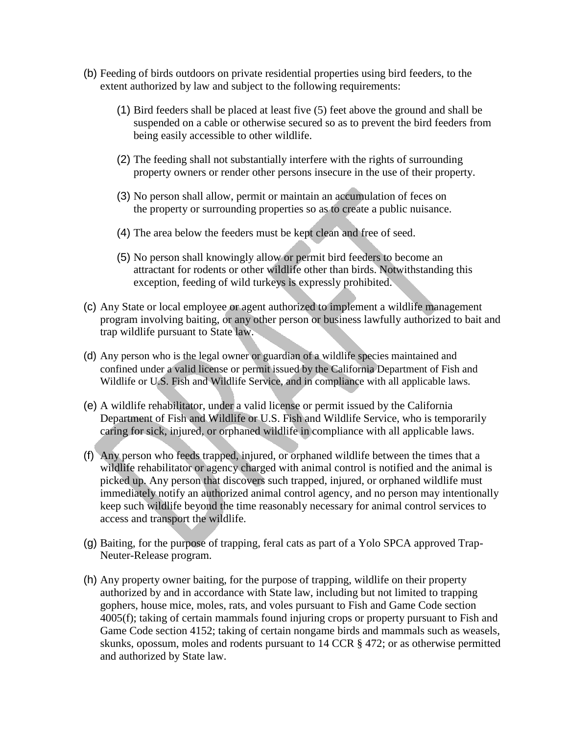(b) Feeding of birds outdoors on private residential properties using bird feeders, to the extent authorized by law and subject to the following requirements:

  (1) Bird feeders shall be placed at least five (5) feet above the ground and shall be suspended on a cable or otherwise secured so as to prevent the bird feeders from being easily accessible to other wildlife.

  (2) The feeding shall not substantially interfere with the rights of surrounding property owners or render other persons insecure in the use of their property.

  (3) No person shall allow, permit or maintain an accumulation of feces on the property or surrounding properties so as to create a public nuisance.

  (4) The area below the feeders must be kept clean and free of seed.

  (5) No person shall knowingly allow or permit bird feeders to become an attractant for rodents or other wildlife other than birds. Notwithstanding this exception, feeding of wild turkeys is expressly prohibited.

(c) Any State or local employee or agent authorized to implement a wildlife management program involving baiting, or any other person or business lawfully authorized to bait and trap wildlife pursuant to State law.

(d) Any person who is the legal owner or guardian of a wildlife species maintained and confined under a valid license or permit issued by the California Department of Fish and Wildlife or U.S. Fish and Wildlife Service, and in compliance with all applicable laws.

(e) A wildlife rehabilitator, under a valid license or permit issued by the California Department of Fish and Wildlife or U.S. Fish and Wildlife Service, who is temporarily caring for sick, injured, or orphaned wildlife in compliance with all applicable laws.

(f) Any person who feeds trapped, injured, or orphaned wildlife between the times that a wildlife rehabilitator or agency charged with animal control is notified and the animal is picked up. Any person that discovers such trapped, injured, or orphaned wildlife must immediately notify an authorized animal control agency, and no person may intentionally keep such wildlife beyond the time reasonably necessary for animal control services to access and transport the wildlife.

(g) Baiting, for the purpose of trapping, feral cats as part of a Yolo SPCA approved Trap-Neuter-Release program.

(h) Any property owner baiting, for the purpose of trapping, wildlife on their property authorized by and in accordance with State law, including but not limited to trapping gophers, house mice, moles, rats, and voles pursuant to Fish and Game Code section 4005(f); taking of certain mammals found injuring crops or property pursuant to Fish and Game Code section 4152; taking of certain nongame birds and mammals such as weasels, skunks, opossum, moles and rodents pursuant to 14 CCR § 472; or as otherwise permitted and authorized by State law.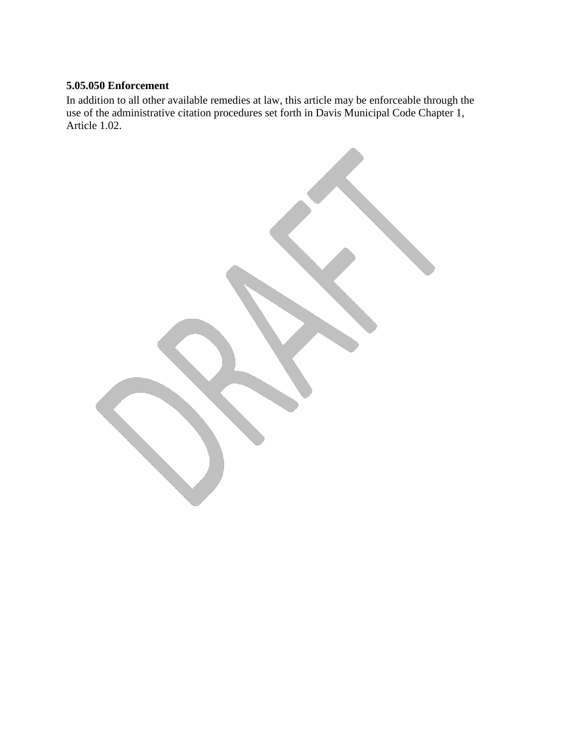**5.05.050 Enforcement**

In addition to all other available remedies at law, this article may be enforceable through the use of the administrative citation procedures set forth in Davis Municipal Code Chapter 1, Article 1.02.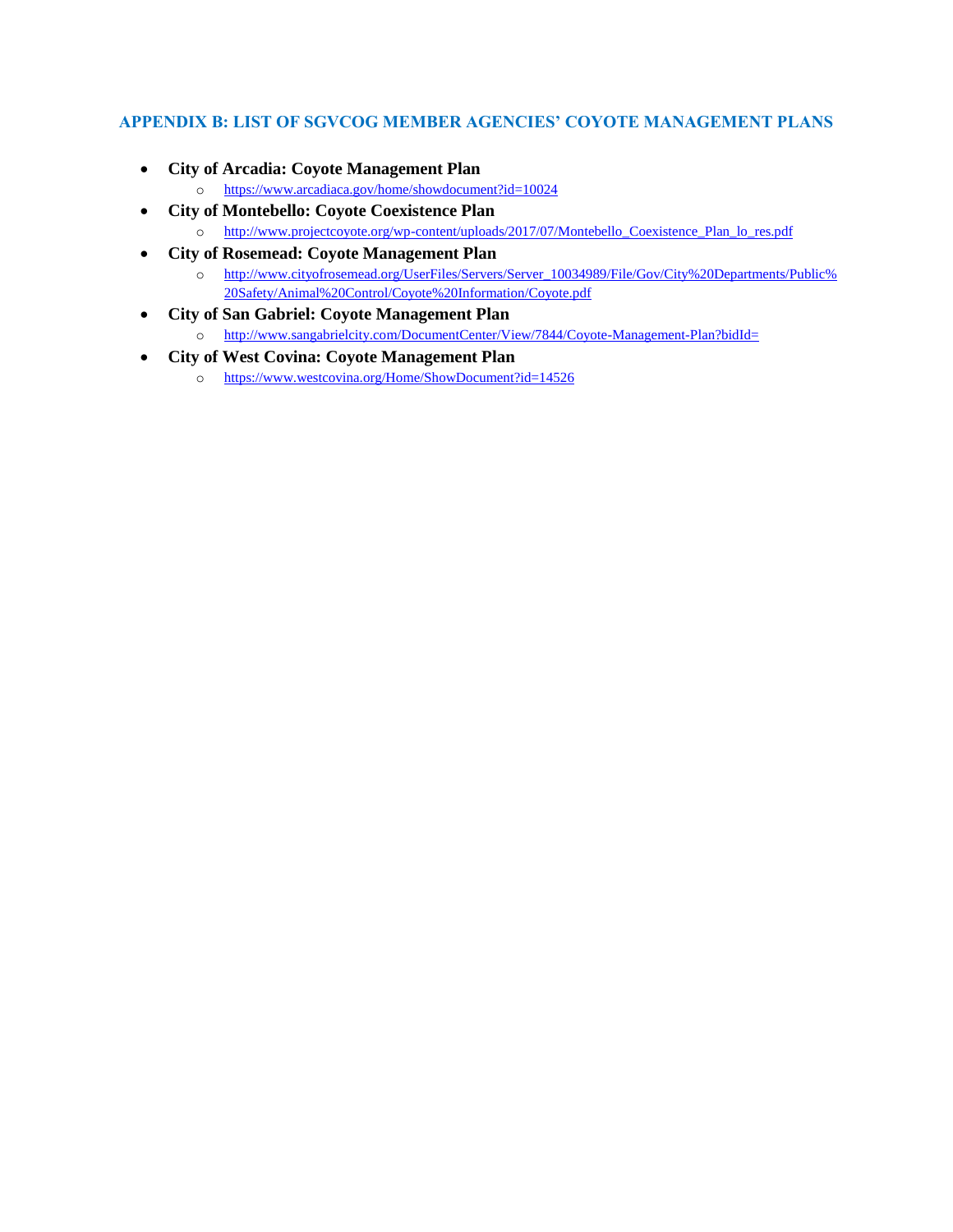## APPENDIX B: LIST OF SGVCOG MEMBER AGENCIES' COYOTE MANAGEMENT PLANS

- **City of Arcadia: Coyote Management Plan**
  - https://www.arcadiaca.gov/home/showdocument?id=10024
- **City of Montebello: Coyote Coexistence Plan**
  - http://www.projectcoyote.org/wp-content/uploads/2017/07/Montebello_Coexistence_Plan_lo_res.pdf
- **City of Rosemead: Coyote Management Plan**
  - http://www.cityofrosemead.org/UserFiles/Servers/Server_10034989/File/Gov/City%20Departments/Public%20Safety/Animal%20Control/Coyote%20Information/Coyote.pdf
- **City of San Gabriel: Coyote Management Plan**
  - http://www.sangabrielcity.com/DocumentCenter/View/7844/Coyote-Management-Plan?bidId=
- **City of West Covina: Coyote Management Plan**
  - https://www.westcovina.org/Home/ShowDocument?id=14526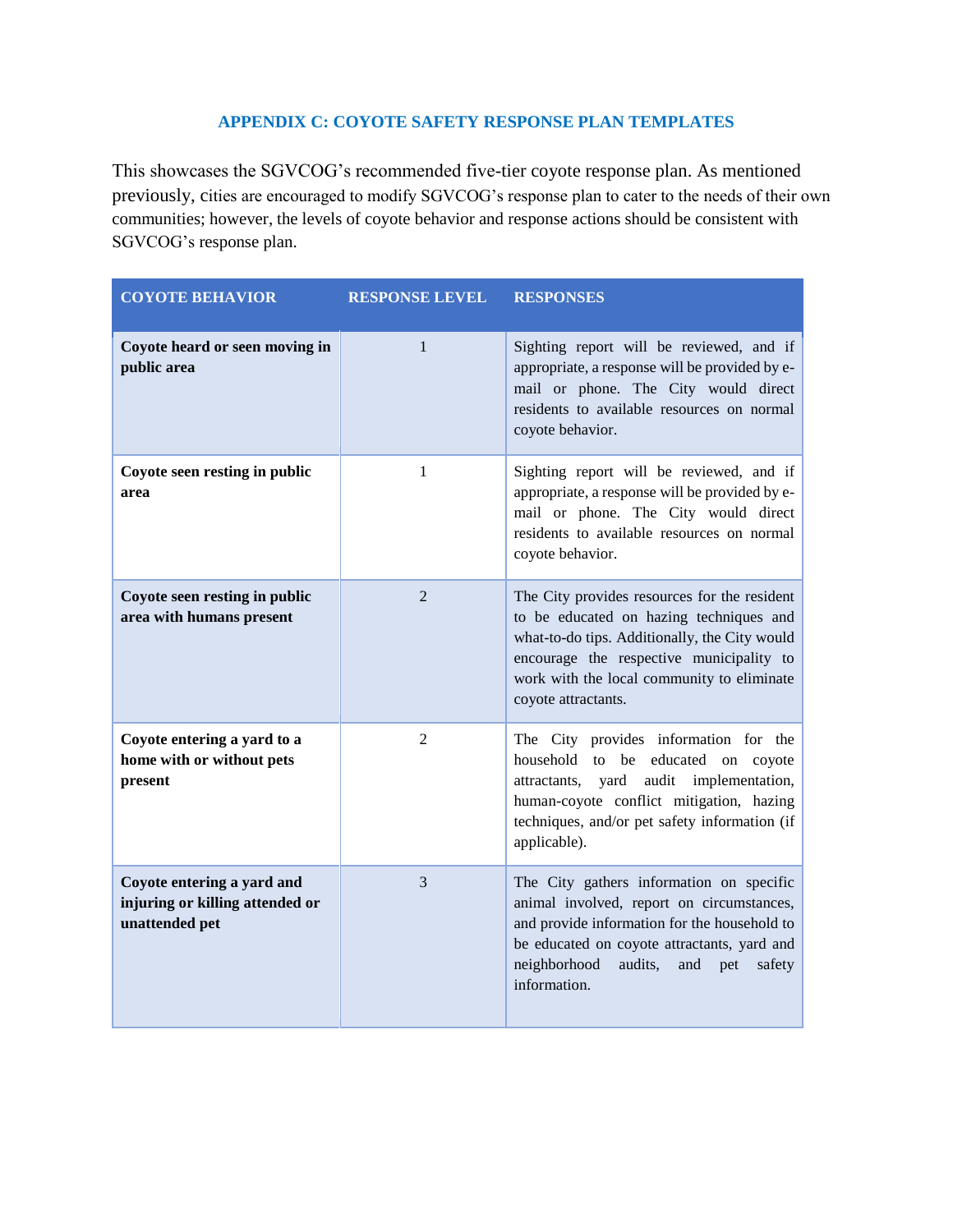## APPENDIX C: COYOTE SAFETY RESPONSE PLAN TEMPLATES

This showcases the SGVCOG's recommended five-tier coyote response plan. As mentioned previously, cities are encouraged to modify SGVCOG's response plan to cater to the needs of their own communities; however, the levels of coyote behavior and response actions should be consistent with SGVCOG's response plan.

| COYOTE BEHAVIOR | RESPONSE LEVEL | RESPONSES |
|---|---|---|
| **Coyote heard or seen moving in public area** | 1 | Sighting report will be reviewed, and if appropriate, a response will be provided by e-mail or phone. The City would direct residents to available resources on normal coyote behavior. |
| **Coyote seen resting in public area** | 1 | Sighting report will be reviewed, and if appropriate, a response will be provided by e-mail or phone. The City would direct residents to available resources on normal coyote behavior. |
| **Coyote seen resting in public area with humans present** | 2 | The City provides resources for the resident to be educated on hazing techniques and what-to-do tips. Additionally, the City would encourage the respective municipality to work with the local community to eliminate coyote attractants. |
| **Coyote entering a yard to a home with or without pets present** | 2 | The City provides information for the household to be educated on coyote attractants, yard audit implementation, human-coyote conflict mitigation, hazing techniques, and/or pet safety information (if applicable). |
| **Coyote entering a yard and injuring or killing attended or unattended pet** | 3 | The City gathers information on specific animal involved, report on circumstances, and provide information for the household to be educated on coyote attractants, yard and neighborhood audits, and pet safety information. |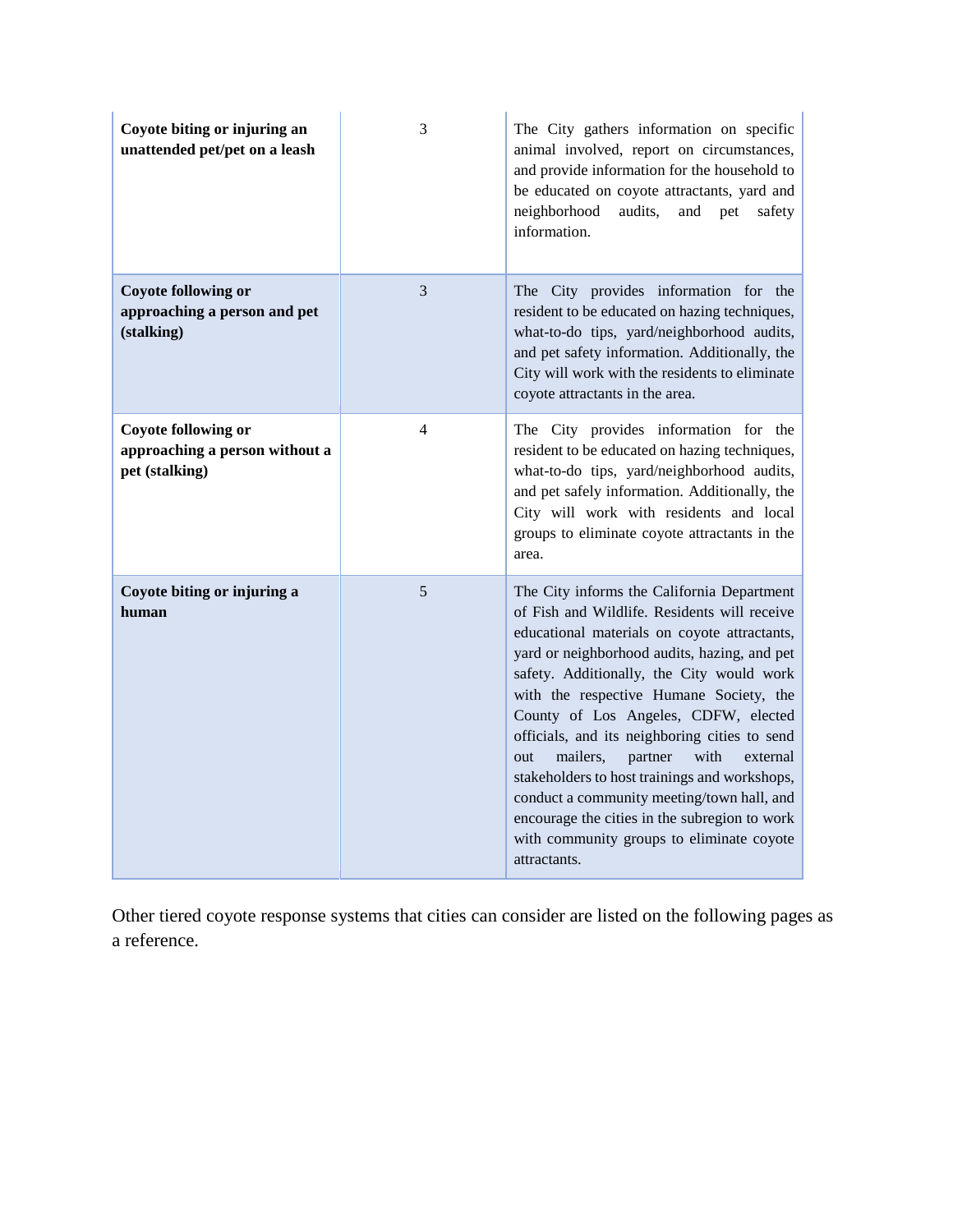| | | |
|---|---|---|
| **Coyote biting or injuring an unattended pet/pet on a leash** | 3 | The City gathers information on specific animal involved, report on circumstances, and provide information for the household to be educated on coyote attractants, yard and neighborhood audits, and pet safety information. |
| **Coyote following or approaching a person and pet (stalking)** | 3 | The City provides information for the resident to be educated on hazing techniques, what-to-do tips, yard/neighborhood audits, and pet safety information. Additionally, the City will work with the residents to eliminate coyote attractants in the area. |
| **Coyote following or approaching a person without a pet (stalking)** | 4 | The City provides information for the resident to be educated on hazing techniques, what-to-do tips, yard/neighborhood audits, and pet safely information. Additionally, the City will work with residents and local groups to eliminate coyote attractants in the area. |
| **Coyote biting or injuring a human** | 5 | The City informs the California Department of Fish and Wildlife. Residents will receive educational materials on coyote attractants, yard or neighborhood audits, hazing, and pet safety. Additionally, the City would work with the respective Humane Society, the County of Los Angeles, CDFW, elected officials, and its neighboring cities to send out mailers, partner with external stakeholders to host trainings and workshops, conduct a community meeting/town hall, and encourage the cities in the subregion to work with community groups to eliminate coyote attractants. |

Other tiered coyote response systems that cities can consider are listed on the following pages as a reference.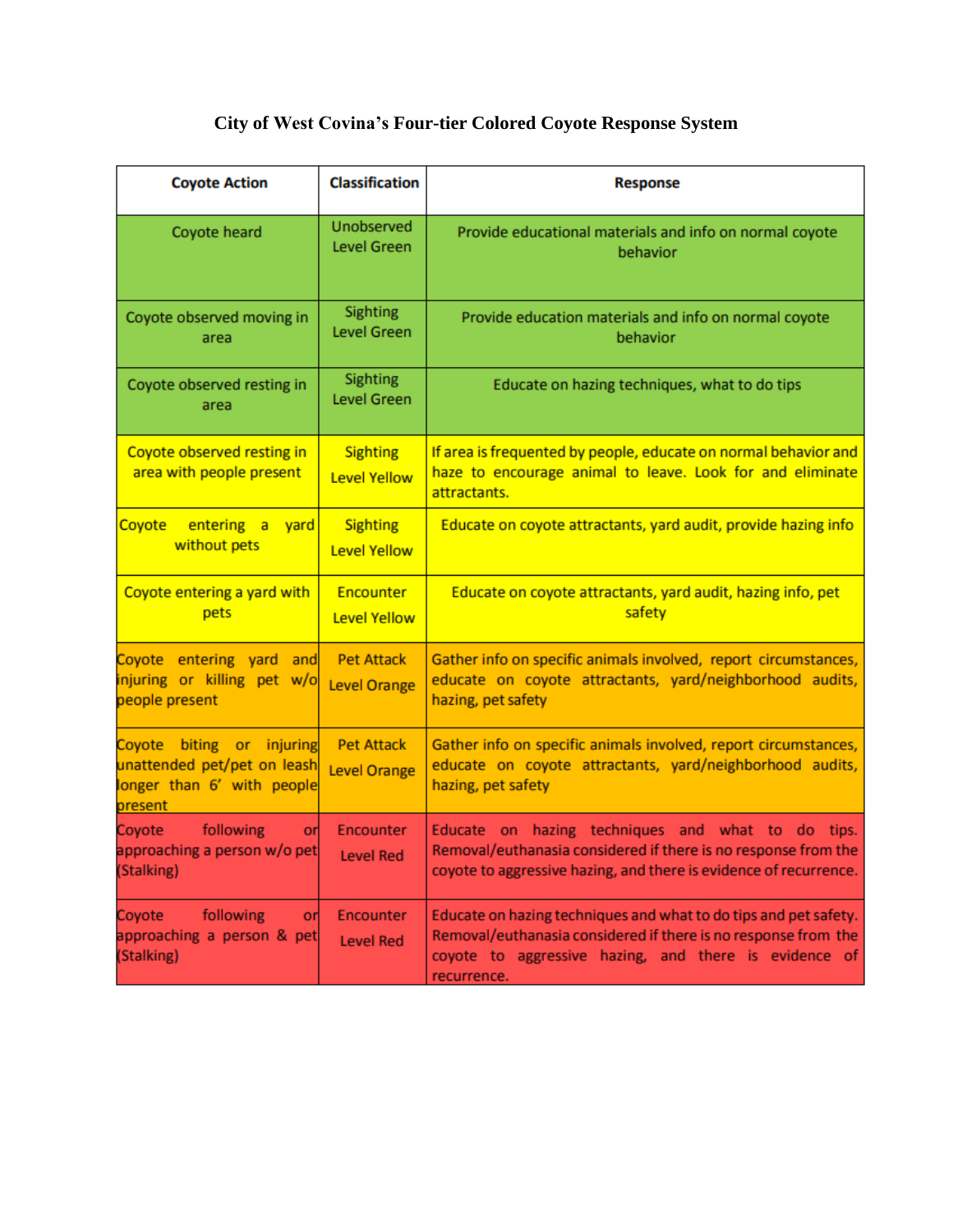**City of West Covina's Four-tier Colored Coyote Response System**

| Coyote Action | Classification | Response |
|---|---|---|
| Coyote heard | Unobserved Level Green | Provide educational materials and info on normal coyote behavior |
| Coyote observed moving in area | Sighting Level Green | Provide education materials and info on normal coyote behavior |
| Coyote observed resting in area | Sighting Level Green | Educate on hazing techniques, what to do tips |
| Coyote observed resting in area with people present | Sighting Level Yellow | If area is frequented by people, educate on normal behavior and haze to encourage animal to leave. Look for and eliminate attractants. |
| Coyote entering a yard without pets | Sighting Level Yellow | Educate on coyote attractants, yard audit, provide hazing info |
| Coyote entering a yard with pets | Encounter Level Yellow | Educate on coyote attractants, yard audit, hazing info, pet safety |
| Coyote entering yard and injuring or killing pet w/o people present | Pet Attack Level Orange | Gather info on specific animals involved, report circumstances, educate on coyote attractants, yard/neighborhood audits, hazing, pet safety |
| Coyote biting or injuring unattended pet/pet on leash longer than 6' with people present | Pet Attack Level Orange | Gather info on specific animals involved, report circumstances, educate on coyote attractants, yard/neighborhood audits, hazing, pet safety |
| Coyote following or approaching a person w/o pet (Stalking) | Encounter Level Red | Educate on hazing techniques and what to do tips. Removal/euthanasia considered if there is no response from the coyote to aggressive hazing, and there is evidence of recurrence. |
| Coyote following or approaching a person & pet (Stalking) | Encounter Level Red | Educate on hazing techniques and what to do tips and pet safety. Removal/euthanasia considered if there is no response from the coyote to aggressive hazing, and there is evidence of recurrence. |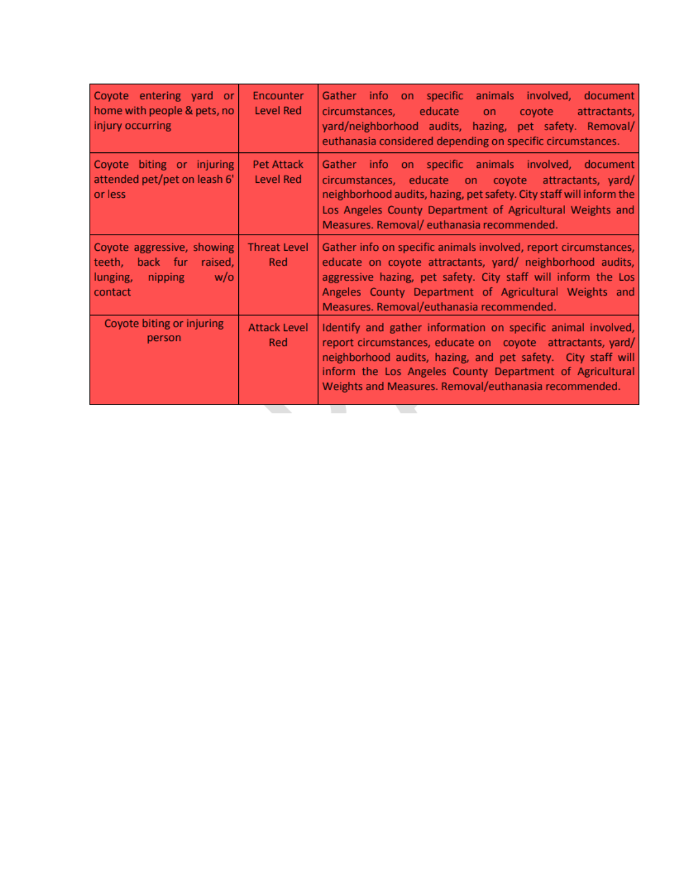| Coyote entering yard or home with people & pets, no injury occurring | Encounter Level Red | Gather info on specific animals involved, document circumstances, educate on coyote attractants, yard/neighborhood audits, hazing, pet safety. Removal/ euthanasia considered depending on specific circumstances. |
|---|---|---|
| Coyote biting or injuring attended pet/pet on leash 6' or less | Pet Attack Level Red | Gather info on specific animals involved, document circumstances, educate on coyote attractants, yard/ neighborhood audits, hazing, pet safety. City staff will inform the Los Angeles County Department of Agricultural Weights and Measures. Removal/ euthanasia recommended. |
| Coyote aggressive, showing teeth, back fur raised, lunging, nipping w/o contact | Threat Level Red | Gather info on specific animals involved, report circumstances, educate on coyote attractants, yard/ neighborhood audits, aggressive hazing, pet safety. City staff will inform the Los Angeles County Department of Agricultural Weights and Measures. Removal/euthanasia recommended. |
| Coyote biting or injuring person | Attack Level Red | Identify and gather information on specific animal involved, report circumstances, educate on coyote attractants, yard/ neighborhood audits, hazing, and pet safety. City staff will inform the Los Angeles County Department of Agricultural Weights and Measures. Removal/euthanasia recommended. |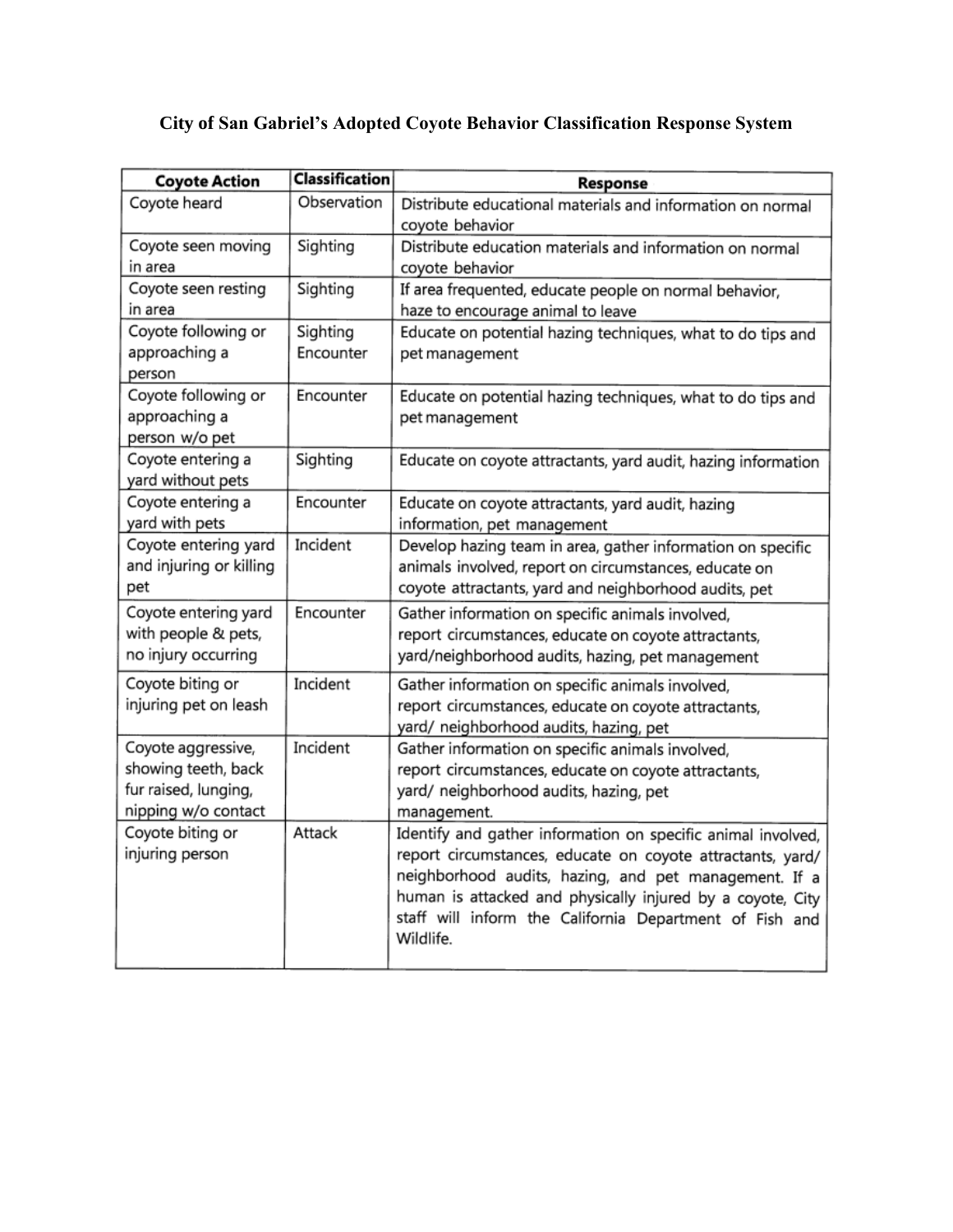# City of San Gabriel's Adopted Coyote Behavior Classification Response System

| Coyote Action | Classification | Response |
|---|---|---|
| Coyote heard | Observation | Distribute educational materials and information on normal coyote behavior |
| Coyote seen moving in area | Sighting | Distribute education materials and information on normal coyote behavior |
| Coyote seen resting in area | Sighting | If area frequented, educate people on normal behavior, haze to encourage animal to leave |
| Coyote following or approaching a person | Sighting Encounter | Educate on potential hazing techniques, what to do tips and pet management |
| Coyote following or approaching a person w/o pet | Encounter | Educate on potential hazing techniques, what to do tips and pet management |
| Coyote entering a yard without pets | Sighting | Educate on coyote attractants, yard audit, hazing information |
| Coyote entering a yard with pets | Encounter | Educate on coyote attractants, yard audit, hazing information, pet management |
| Coyote entering yard and injuring or killing pet | Incident | Develop hazing team in area, gather information on specific animals involved, report on circumstances, educate on coyote attractants, yard and neighborhood audits, pet |
| Coyote entering yard with people & pets, no injury occurring | Encounter | Gather information on specific animals involved, report circumstances, educate on coyote attractants, yard/neighborhood audits, hazing, pet management |
| Coyote biting or injuring pet on leash | Incident | Gather information on specific animals involved, report circumstances, educate on coyote attractants, yard/ neighborhood audits, hazing, pet |
| Coyote aggressive, showing teeth, back fur raised, lunging, nipping w/o contact | Incident | Gather information on specific animals involved, report circumstances, educate on coyote attractants, yard/ neighborhood audits, hazing, pet management. |
| Coyote biting or injuring person | Attack | Identify and gather information on specific animal involved, report circumstances, educate on coyote attractants, yard/ neighborhood audits, hazing, and pet management. If a human is attacked and physically injured by a coyote, City staff will inform the California Department of Fish and Wildlife. |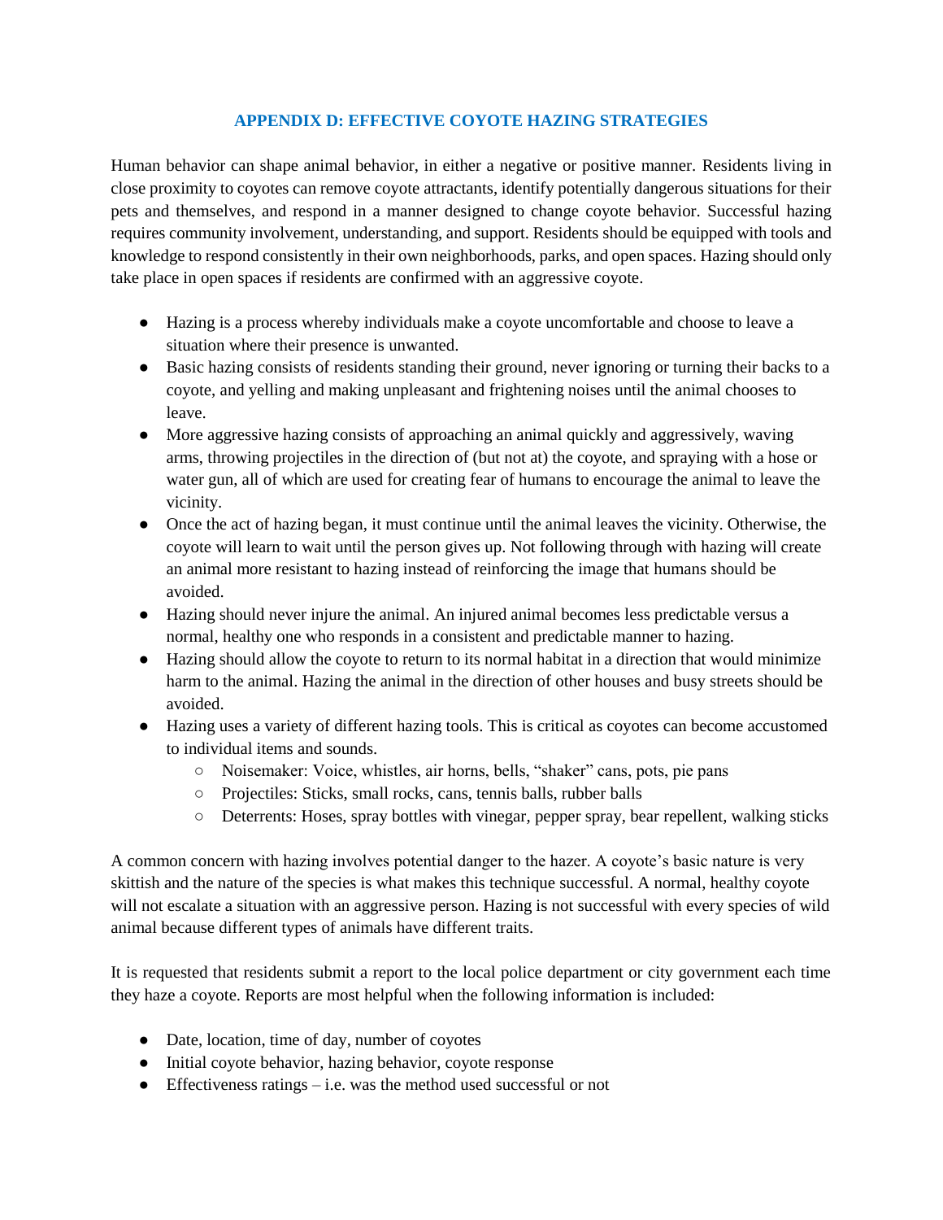## APPENDIX D: EFFECTIVE COYOTE HAZING STRATEGIES

Human behavior can shape animal behavior, in either a negative or positive manner. Residents living in close proximity to coyotes can remove coyote attractants, identify potentially dangerous situations for their pets and themselves, and respond in a manner designed to change coyote behavior. Successful hazing requires community involvement, understanding, and support. Residents should be equipped with tools and knowledge to respond consistently in their own neighborhoods, parks, and open spaces. Hazing should only take place in open spaces if residents are confirmed with an aggressive coyote.

- Hazing is a process whereby individuals make a coyote uncomfortable and choose to leave a situation where their presence is unwanted.
- Basic hazing consists of residents standing their ground, never ignoring or turning their backs to a coyote, and yelling and making unpleasant and frightening noises until the animal chooses to leave.
- More aggressive hazing consists of approaching an animal quickly and aggressively, waving arms, throwing projectiles in the direction of (but not at) the coyote, and spraying with a hose or water gun, all of which are used for creating fear of humans to encourage the animal to leave the vicinity.
- Once the act of hazing began, it must continue until the animal leaves the vicinity. Otherwise, the coyote will learn to wait until the person gives up. Not following through with hazing will create an animal more resistant to hazing instead of reinforcing the image that humans should be avoided.
- Hazing should never injure the animal. An injured animal becomes less predictable versus a normal, healthy one who responds in a consistent and predictable manner to hazing.
- Hazing should allow the coyote to return to its normal habitat in a direction that would minimize harm to the animal. Hazing the animal in the direction of other houses and busy streets should be avoided.
- Hazing uses a variety of different hazing tools. This is critical as coyotes can become accustomed to individual items and sounds.
  - Noisemaker: Voice, whistles, air horns, bells, "shaker" cans, pots, pie pans
  - Projectiles: Sticks, small rocks, cans, tennis balls, rubber balls
  - Deterrents: Hoses, spray bottles with vinegar, pepper spray, bear repellent, walking sticks

A common concern with hazing involves potential danger to the hazer. A coyote's basic nature is very skittish and the nature of the species is what makes this technique successful. A normal, healthy coyote will not escalate a situation with an aggressive person. Hazing is not successful with every species of wild animal because different types of animals have different traits.

It is requested that residents submit a report to the local police department or city government each time they haze a coyote. Reports are most helpful when the following information is included:

- Date, location, time of day, number of coyotes
- Initial coyote behavior, hazing behavior, coyote response
- Effectiveness ratings – i.e. was the method used successful or not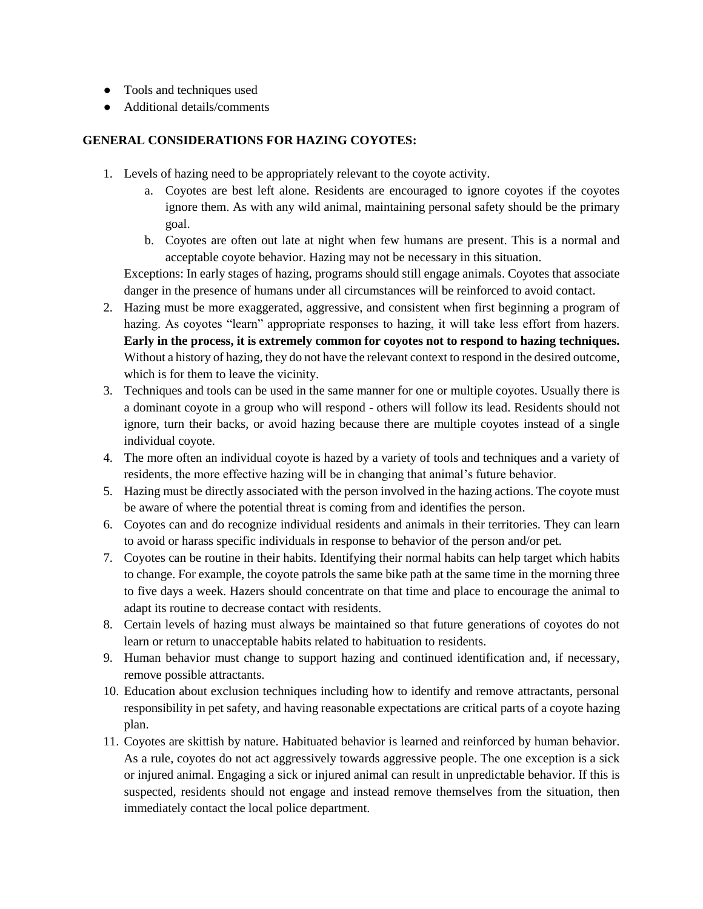- Tools and techniques used
- Additional details/comments

**GENERAL CONSIDERATIONS FOR HAZING COYOTES:**

1. Levels of hazing need to be appropriately relevant to the coyote activity.
   a. Coyotes are best left alone. Residents are encouraged to ignore coyotes if the coyotes ignore them. As with any wild animal, maintaining personal safety should be the primary goal.
   b. Coyotes are often out late at night when few humans are present. This is a normal and acceptable coyote behavior. Hazing may not be necessary in this situation.

   Exceptions: In early stages of hazing, programs should still engage animals. Coyotes that associate danger in the presence of humans under all circumstances will be reinforced to avoid contact.
2. Hazing must be more exaggerated, aggressive, and consistent when first beginning a program of hazing. As coyotes "learn" appropriate responses to hazing, it will take less effort from hazers. **Early in the process, it is extremely common for coyotes not to respond to hazing techniques.** Without a history of hazing, they do not have the relevant context to respond in the desired outcome, which is for them to leave the vicinity.
3. Techniques and tools can be used in the same manner for one or multiple coyotes. Usually there is a dominant coyote in a group who will respond - others will follow its lead. Residents should not ignore, turn their backs, or avoid hazing because there are multiple coyotes instead of a single individual coyote.
4. The more often an individual coyote is hazed by a variety of tools and techniques and a variety of residents, the more effective hazing will be in changing that animal's future behavior.
5. Hazing must be directly associated with the person involved in the hazing actions. The coyote must be aware of where the potential threat is coming from and identifies the person.
6. Coyotes can and do recognize individual residents and animals in their territories. They can learn to avoid or harass specific individuals in response to behavior of the person and/or pet.
7. Coyotes can be routine in their habits. Identifying their normal habits can help target which habits to change. For example, the coyote patrols the same bike path at the same time in the morning three to five days a week. Hazers should concentrate on that time and place to encourage the animal to adapt its routine to decrease contact with residents.
8. Certain levels of hazing must always be maintained so that future generations of coyotes do not learn or return to unacceptable habits related to habituation to residents.
9. Human behavior must change to support hazing and continued identification and, if necessary, remove possible attractants.
10. Education about exclusion techniques including how to identify and remove attractants, personal responsibility in pet safety, and having reasonable expectations are critical parts of a coyote hazing plan.
11. Coyotes are skittish by nature. Habituated behavior is learned and reinforced by human behavior. As a rule, coyotes do not act aggressively towards aggressive people. The one exception is a sick or injured animal. Engaging a sick or injured animal can result in unpredictable behavior. If this is suspected, residents should not engage and instead remove themselves from the situation, then immediately contact the local police department.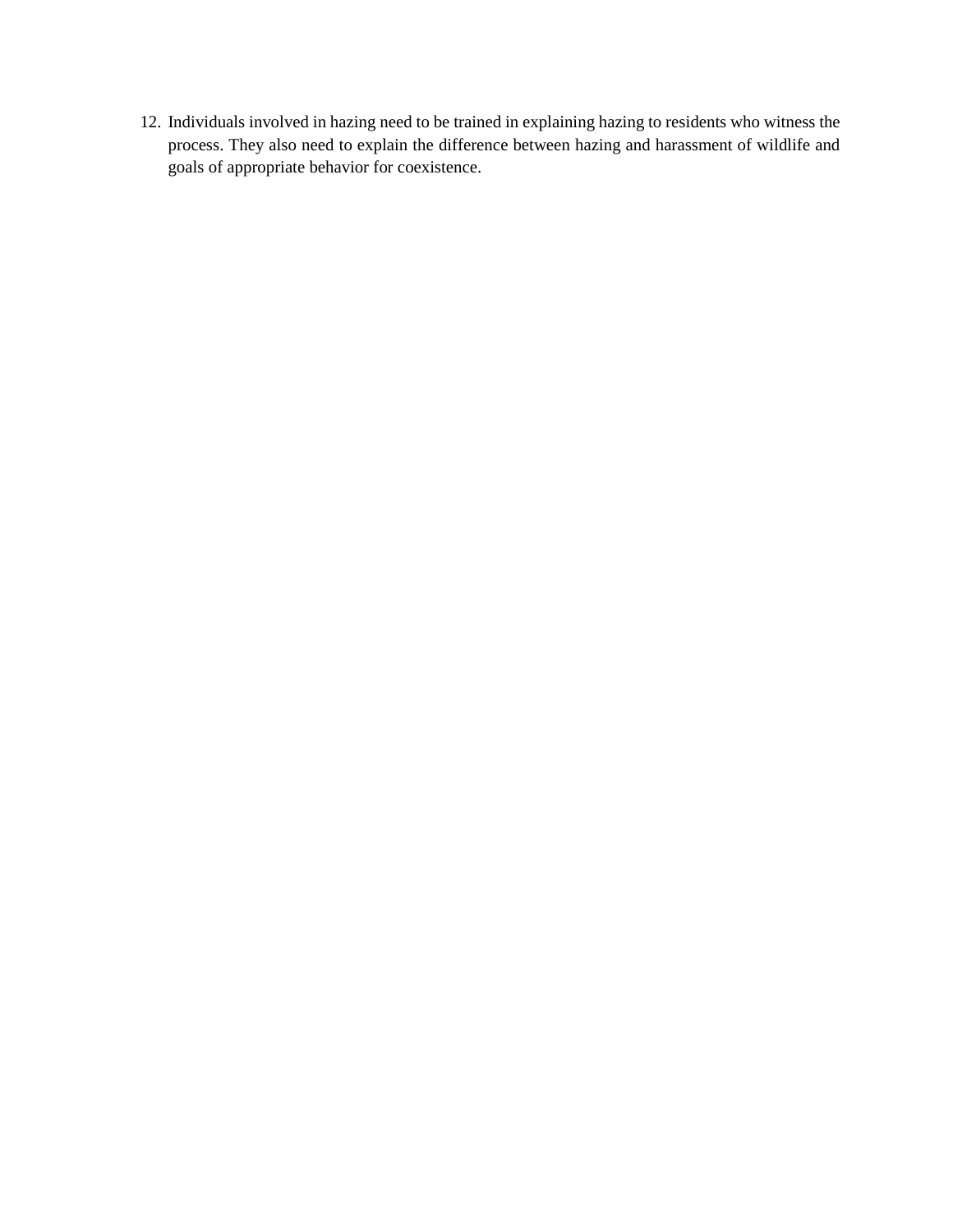12. Individuals involved in hazing need to be trained in explaining hazing to residents who witness the process. They also need to explain the difference between hazing and harassment of wildlife and goals of appropriate behavior for coexistence.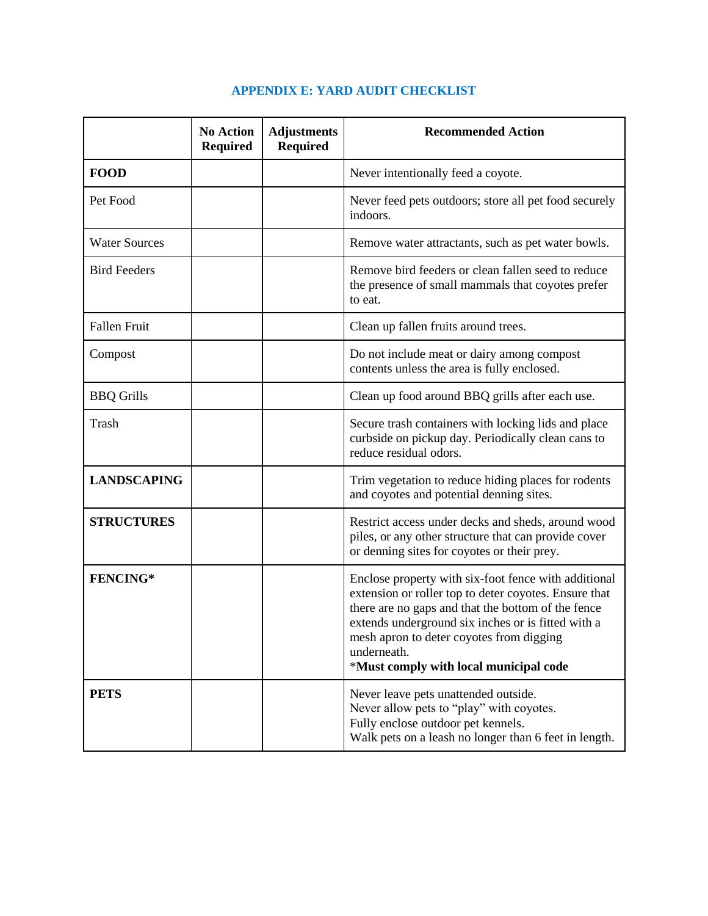## APPENDIX E: YARD AUDIT CHECKLIST

| | No Action Required | Adjustments Required | Recommended Action |
|---|---|---|---|
| **FOOD** | | | Never intentionally feed a coyote. |
| Pet Food | | | Never feed pets outdoors; store all pet food securely indoors. |
| Water Sources | | | Remove water attractants, such as pet water bowls. |
| Bird Feeders | | | Remove bird feeders or clean fallen seed to reduce the presence of small mammals that coyotes prefer to eat. |
| Fallen Fruit | | | Clean up fallen fruits around trees. |
| Compost | | | Do not include meat or dairy among compost contents unless the area is fully enclosed. |
| BBQ Grills | | | Clean up food around BBQ grills after each use. |
| Trash | | | Secure trash containers with locking lids and place curbside on pickup day. Periodically clean cans to reduce residual odors. |
| **LANDSCAPING** | | | Trim vegetation to reduce hiding places for rodents and coyotes and potential denning sites. |
| **STRUCTURES** | | | Restrict access under decks and sheds, around wood piles, or any other structure that can provide cover or denning sites for coyotes or their prey. |
| **FENCING*** | | | Enclose property with six-foot fence with additional extension or roller top to deter coyotes. Ensure that there are no gaps and that the bottom of the fence extends underground six inches or is fitted with a mesh apron to deter coyotes from digging underneath.<br>***Must comply with local municipal code** |
| **PETS** | | | Never leave pets unattended outside.<br>Never allow pets to "play" with coyotes.<br>Fully enclose outdoor pet kennels.<br>Walk pets on a leash no longer than 6 feet in length. |